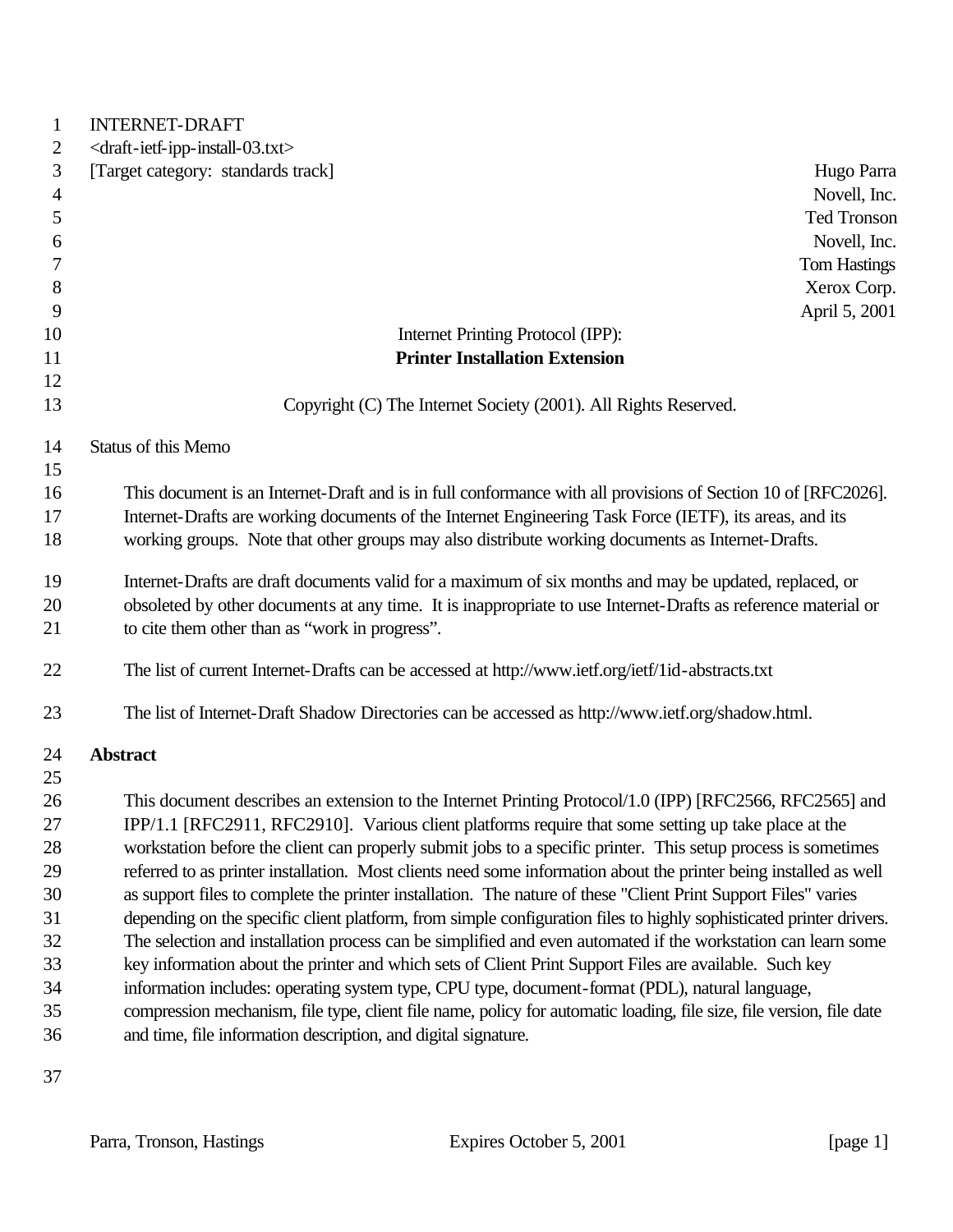INTERNET-DRAFT
<draft-ietf-ipp-install-03.txt>
[Target category: standards track]

Hugo Parra
Novell, Inc.
Ted Tronson
Novell, Inc.
Tom Hastings
Xerox Corp.
April 5, 2001

# Internet Printing Protocol (IPP): **Printer Installation Extension**

Copyright (C) The Internet Society (2001). All Rights Reserved.

Status of this Memo

This document is an Internet-Draft and is in full conformance with all provisions of Section 10 of [RFC2026]. Internet-Drafts are working documents of the Internet Engineering Task Force (IETF), its areas, and its working groups. Note that other groups may also distribute working documents as Internet-Drafts.

Internet-Drafts are draft documents valid for a maximum of six months and may be updated, replaced, or obsoleted by other documents at any time. It is inappropriate to use Internet-Drafts as reference material or to cite them other than as "work in progress".

The list of current Internet-Drafts can be accessed at http://www.ietf.org/ietf/1id-abstracts.txt

The list of Internet-Draft Shadow Directories can be accessed as http://www.ietf.org/shadow.html.

## Abstract

This document describes an extension to the Internet Printing Protocol/1.0 (IPP) [RFC2566, RFC2565] and IPP/1.1 [RFC2911, RFC2910]. Various client platforms require that some setting up take place at the workstation before the client can properly submit jobs to a specific printer. This setup process is sometimes referred to as printer installation. Most clients need some information about the printer being installed as well as support files to complete the printer installation. The nature of these "Client Print Support Files" varies depending on the specific client platform, from simple configuration files to highly sophisticated printer drivers. The selection and installation process can be simplified and even automated if the workstation can learn some key information about the printer and which sets of Client Print Support Files are available. Such key information includes: operating system type, CPU type, document-format (PDL), natural language, compression mechanism, file type, client file name, policy for automatic loading, file size, file version, file date and time, file information description, and digital signature.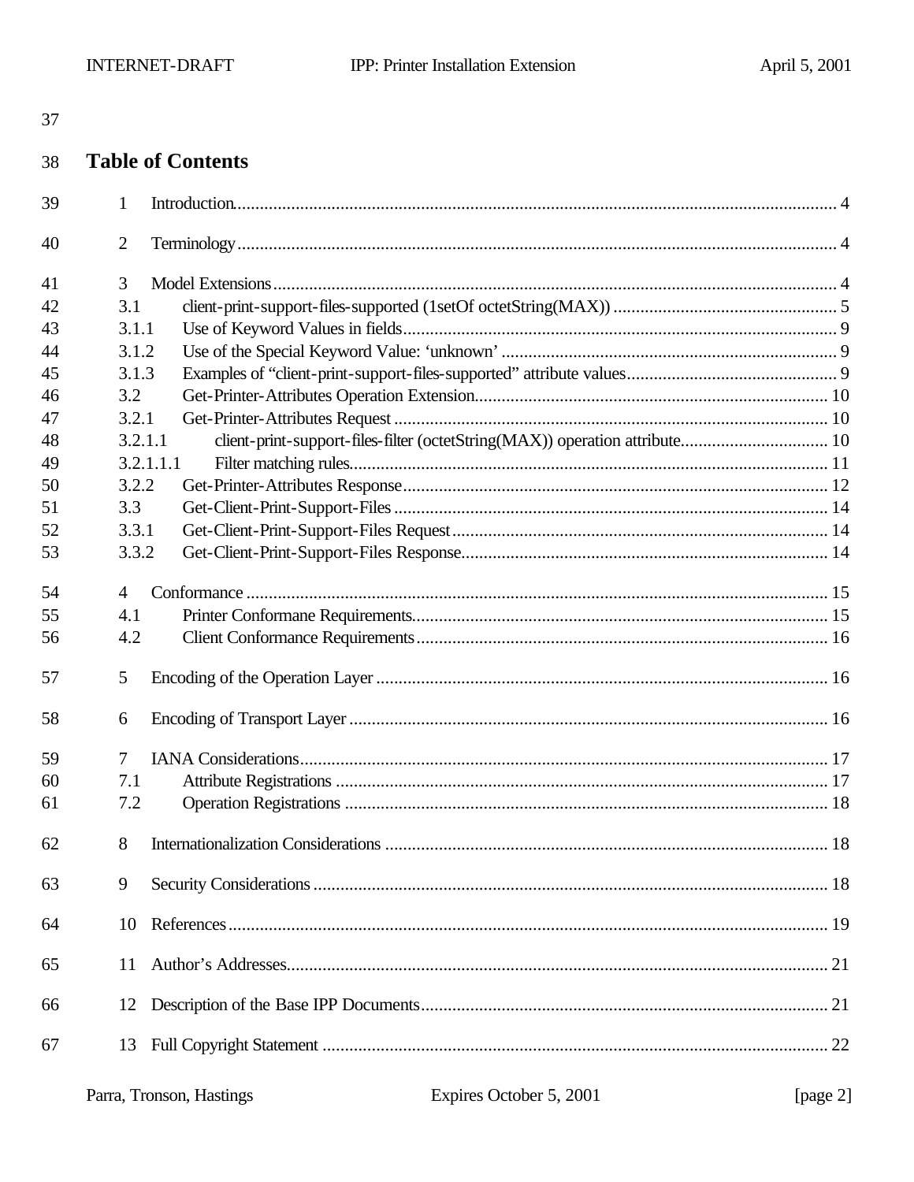## Table of Contents

1 Introduction ... 4

2 Terminology ... 4

3 Model Extensions ... 4
- 3.1 client-print-support-files-supported (1setOf octetString(MAX)) ... 5
- 3.1.1 Use of Keyword Values in fields ... 9
- 3.1.2 Use of the Special Keyword Value: ‘unknown’ ... 9
- 3.1.3 Examples of “client-print-support-files-supported” attribute values ... 9
- 3.2 Get-Printer-Attributes Operation Extension ... 10
- 3.2.1 Get-Printer-Attributes Request ... 10
- 3.2.1.1 client-print-support-files-filter (octetString(MAX)) operation attribute ... 10
- 3.2.1.1.1 Filter matching rules ... 11
- 3.2.2 Get-Printer-Attributes Response ... 12
- 3.3 Get-Client-Print-Support-Files ... 14
- 3.3.1 Get-Client-Print-Support-Files Request ... 14
- 3.3.2 Get-Client-Print-Support-Files Response ... 14

4 Conformance ... 15
- 4.1 Printer Conformane Requirements ... 15
- 4.2 Client Conformance Requirements ... 16

5 Encoding of the Operation Layer ... 16

6 Encoding of Transport Layer ... 16

7 IANA Considerations ... 17
- 7.1 Attribute Registrations ... 17
- 7.2 Operation Registrations ... 18

8 Internationalization Considerations ... 18

9 Security Considerations ... 18

10 References ... 19

11 Author’s Addresses ... 21

12 Description of the Base IPP Documents ... 21

13 Full Copyright Statement ... 22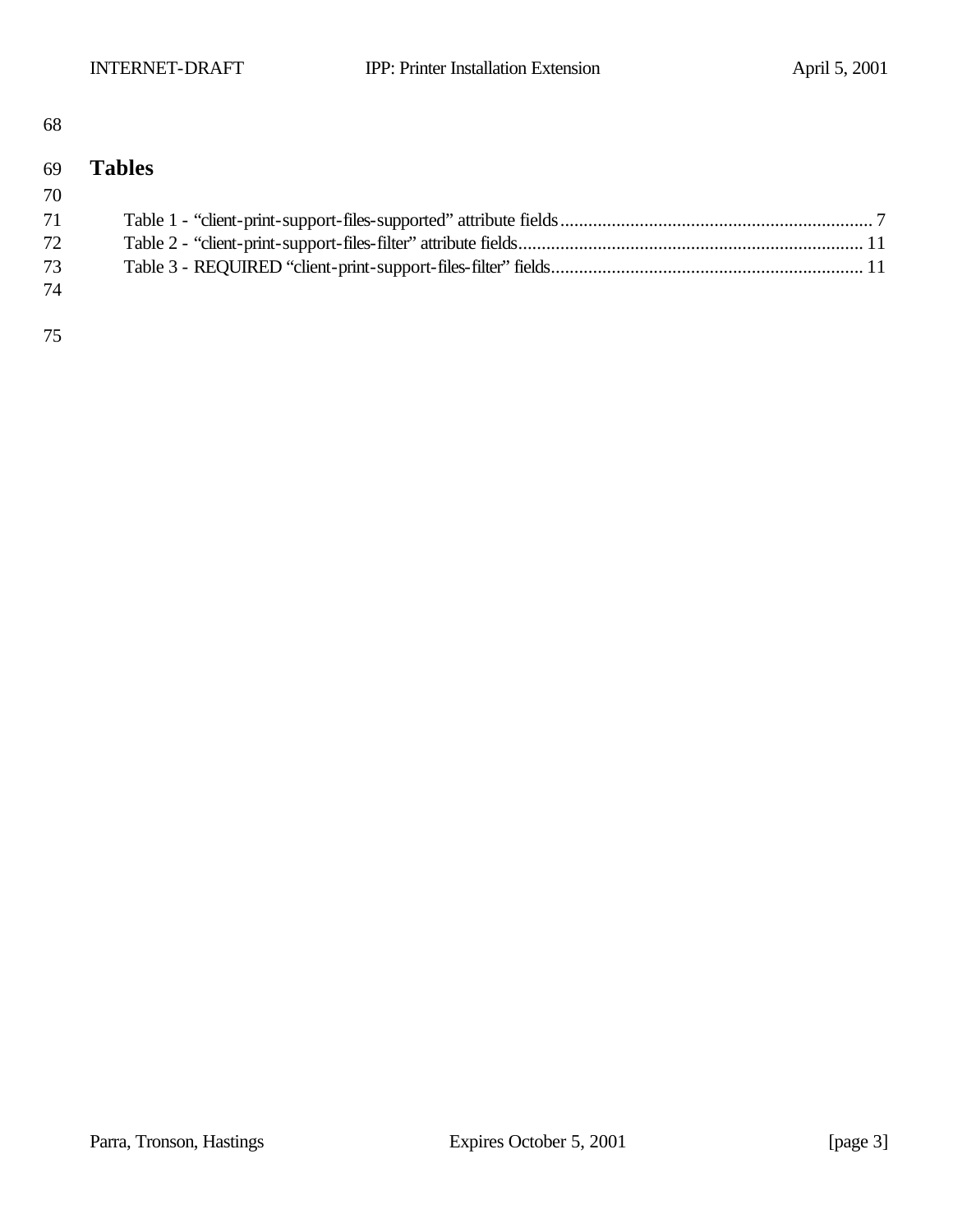# Tables

Table 1 - "client-print-support-files-supported" attribute fields .................................................................... 7
Table 2 - "client-print-support-files-filter" attribute fields ........................................................................... 11
Table 3 - REQUIRED "client-print-support-files-filter" fields .................................................................... 11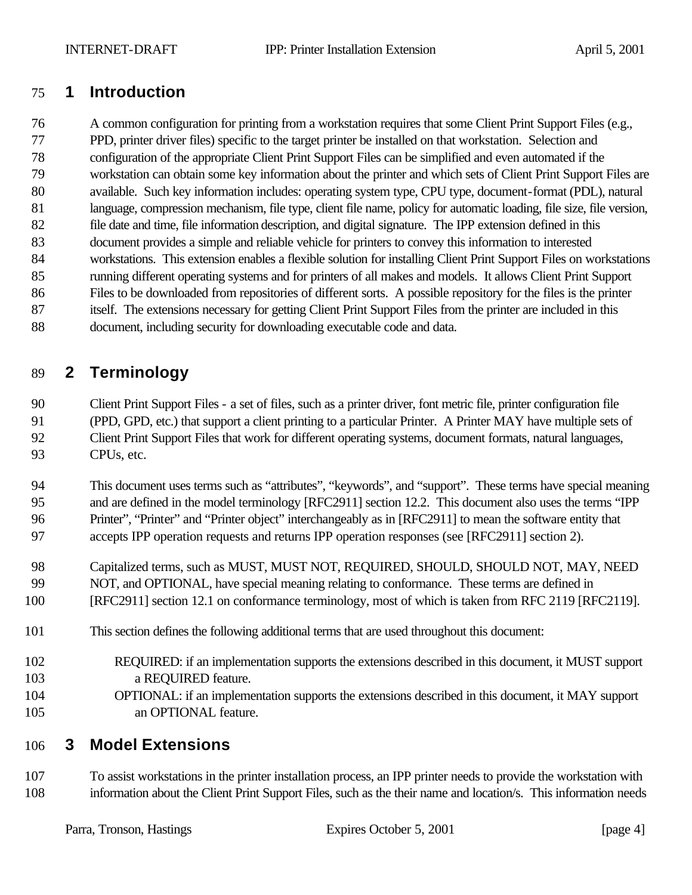# 1 Introduction

A common configuration for printing from a workstation requires that some Client Print Support Files (e.g., PPD, printer driver files) specific to the target printer be installed on that workstation. Selection and configuration of the appropriate Client Print Support Files can be simplified and even automated if the workstation can obtain some key information about the printer and which sets of Client Print Support Files are available. Such key information includes: operating system type, CPU type, document-format (PDL), natural language, compression mechanism, file type, client file name, policy for automatic loading, file size, file version, file date and time, file information description, and digital signature. The IPP extension defined in this document provides a simple and reliable vehicle for printers to convey this information to interested workstations. This extension enables a flexible solution for installing Client Print Support Files on workstations running different operating systems and for printers of all makes and models. It allows Client Print Support Files to be downloaded from repositories of different sorts. A possible repository for the files is the printer itself. The extensions necessary for getting Client Print Support Files from the printer are included in this document, including security for downloading executable code and data.

# 2 Terminology

Client Print Support Files - a set of files, such as a printer driver, font metric file, printer configuration file (PPD, GPD, etc.) that support a client printing to a particular Printer. A Printer MAY have multiple sets of Client Print Support Files that work for different operating systems, document formats, natural languages, CPUs, etc.

This document uses terms such as “attributes”, “keywords”, and “support”. These terms have special meaning and are defined in the model terminology [RFC2911] section 12.2. This document also uses the terms “IPP Printer”, “Printer” and “Printer object” interchangeably as in [RFC2911] to mean the software entity that accepts IPP operation requests and returns IPP operation responses (see [RFC2911] section 2).

Capitalized terms, such as MUST, MUST NOT, REQUIRED, SHOULD, SHOULD NOT, MAY, NEED NOT, and OPTIONAL, have special meaning relating to conformance. These terms are defined in [RFC2911] section 12.1 on conformance terminology, most of which is taken from RFC 2119 [RFC2119].

This section defines the following additional terms that are used throughout this document:

REQUIRED: if an implementation supports the extensions described in this document, it MUST support a REQUIRED feature.

OPTIONAL: if an implementation supports the extensions described in this document, it MAY support an OPTIONAL feature.

# 3 Model Extensions

To assist workstations in the printer installation process, an IPP printer needs to provide the workstation with information about the Client Print Support Files, such as the their name and location/s. This information needs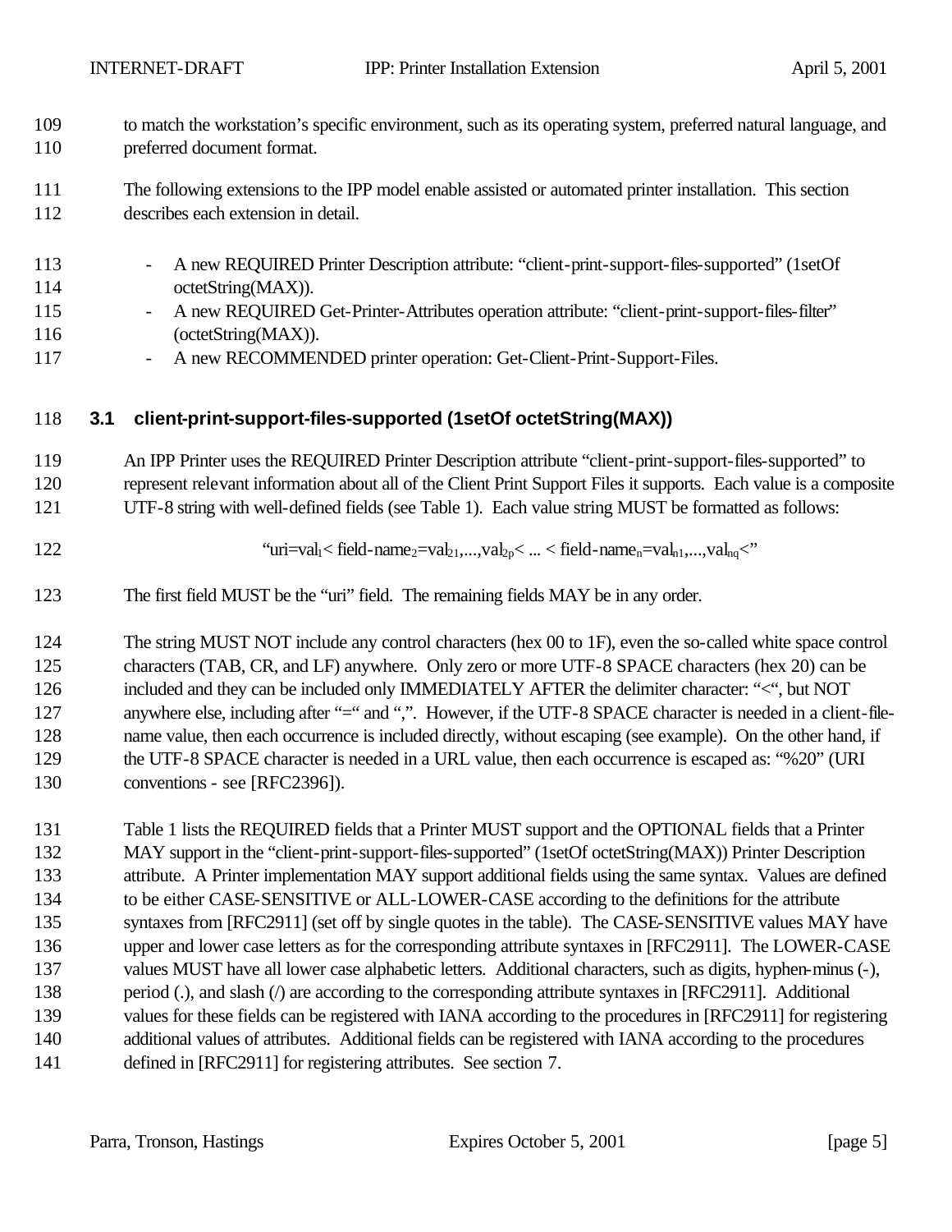to match the workstation's specific environment, such as its operating system, preferred natural language, and preferred document format.

The following extensions to the IPP model enable assisted or automated printer installation. This section describes each extension in detail.

- A new REQUIRED Printer Description attribute: "client-print-support-files-supported" (1setOf octetString(MAX)).
- A new REQUIRED Get-Printer-Attributes operation attribute: "client-print-support-files-filter" (octetString(MAX)).
- A new RECOMMENDED printer operation: Get-Client-Print-Support-Files.

## 3.1 client-print-support-files-supported (1setOf octetString(MAX))

An IPP Printer uses the REQUIRED Printer Description attribute "client-print-support-files-supported" to represent relevant information about all of the Client Print Support Files it supports. Each value is a composite UTF-8 string with well-defined fields (see Table 1). Each value string MUST be formatted as follows:

$$\text{"uri=val}_1\text{< field-name}_2\text{=val}_{21}\text{,...,val}_{2p}\text{< ... < field-name}_n\text{=val}_{n1}\text{,...,val}_{nq}\text{<"}$$

The first field MUST be the "uri" field. The remaining fields MAY be in any order.

The string MUST NOT include any control characters (hex 00 to 1F), even the so-called white space control characters (TAB, CR, and LF) anywhere. Only zero or more UTF-8 SPACE characters (hex 20) can be included and they can be included only IMMEDIATELY AFTER the delimiter character: "<", but NOT anywhere else, including after "=" and ",". However, if the UTF-8 SPACE character is needed in a client-file-name value, then each occurrence is included directly, without escaping (see example). On the other hand, if the UTF-8 SPACE character is needed in a URL value, then each occurrence is escaped as: "%20" (URI conventions - see [RFC2396]).

Table 1 lists the REQUIRED fields that a Printer MUST support and the OPTIONAL fields that a Printer MAY support in the "client-print-support-files-supported" (1setOf octetString(MAX)) Printer Description attribute. A Printer implementation MAY support additional fields using the same syntax. Values are defined to be either CASE-SENSITIVE or ALL-LOWER-CASE according to the definitions for the attribute syntaxes from [RFC2911] (set off by single quotes in the table). The CASE-SENSITIVE values MAY have upper and lower case letters as for the corresponding attribute syntaxes in [RFC2911]. The LOWER-CASE values MUST have all lower case alphabetic letters. Additional characters, such as digits, hyphen-minus (-), period (.), and slash (/) are according to the corresponding attribute syntaxes in [RFC2911]. Additional values for these fields can be registered with IANA according to the procedures in [RFC2911] for registering additional values of attributes. Additional fields can be registered with IANA according to the procedures defined in [RFC2911] for registering attributes. See section 7.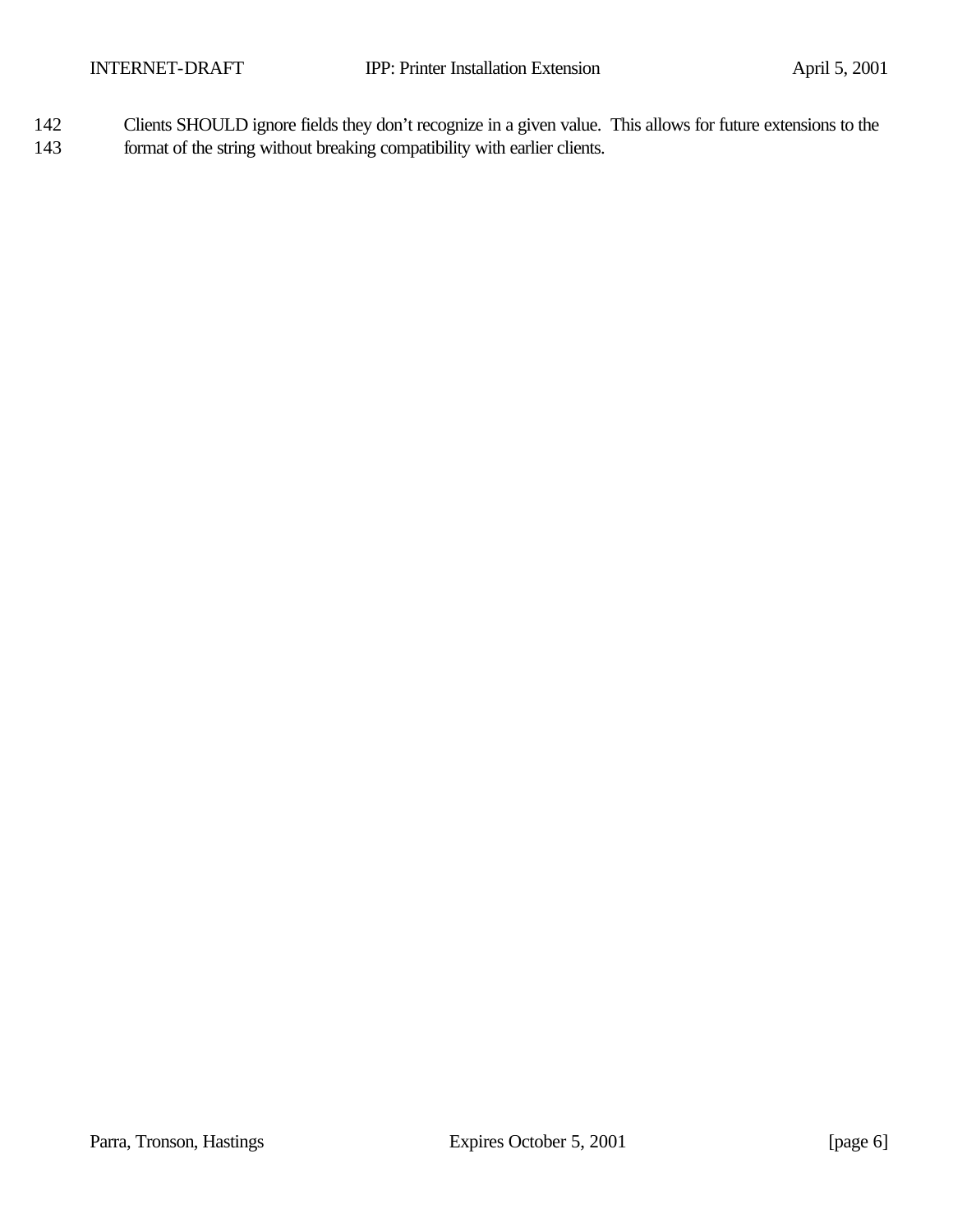Clients SHOULD ignore fields they don't recognize in a given value. This allows for future extensions to the format of the string without breaking compatibility with earlier clients.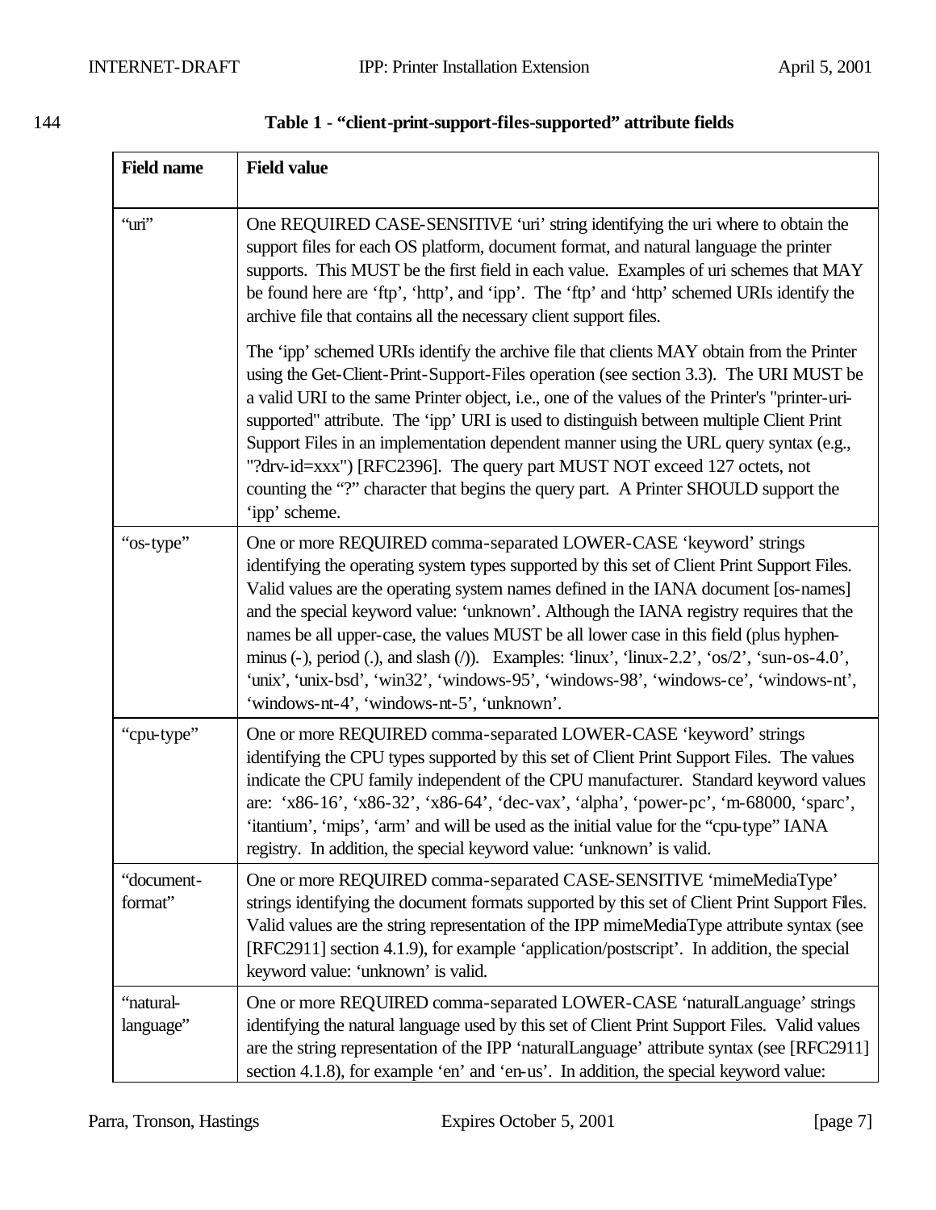144

**Table 1 - "client-print-support-files-supported" attribute fields**

| Field name | Field value |
|---|---|
| "uri" | One REQUIRED CASE-SENSITIVE 'uri' string identifying the uri where to obtain the support files for each OS platform, document format, and natural language the printer supports. This MUST be the first field in each value. Examples of uri schemes that MAY be found here are 'ftp', 'http', and 'ipp'. The 'ftp' and 'http' schemed URIs identify the archive file that contains all the necessary client support files.<br><br>The 'ipp' schemed URIs identify the archive file that clients MAY obtain from the Printer using the Get-Client-Print-Support-Files operation (see section 3.3). The URI MUST be a valid URI to the same Printer object, i.e., one of the values of the Printer's "printer-uri-supported" attribute. The 'ipp' URI is used to distinguish between multiple Client Print Support Files in an implementation dependent manner using the URL query syntax (e.g., "?drv-id=xxx") [RFC2396]. The query part MUST NOT exceed 127 octets, not counting the "?" character that begins the query part. A Printer SHOULD support the 'ipp' scheme. |
| "os-type" | One or more REQUIRED comma-separated LOWER-CASE 'keyword' strings identifying the operating system types supported by this set of Client Print Support Files. Valid values are the operating system names defined in the IANA document [os-names] and the special keyword value: 'unknown'. Although the IANA registry requires that the names be all upper-case, the values MUST be all lower case in this field (plus hyphen-minus (-), period (.), and slash (/)). Examples: 'linux', 'linux-2.2', 'os/2', 'sun-os-4.0', 'unix', 'unix-bsd', 'win32', 'windows-95', 'windows-98', 'windows-ce', 'windows-nt', 'windows-nt-4', 'windows-nt-5', 'unknown'. |
| "cpu-type" | One or more REQUIRED comma-separated LOWER-CASE 'keyword' strings identifying the CPU types supported by this set of Client Print Support Files. The values indicate the CPU family independent of the CPU manufacturer. Standard keyword values are: 'x86-16', 'x86-32', 'x86-64', 'dec-vax', 'alpha', 'power-pc', 'm-68000, 'sparc', 'itantium', 'mips', 'arm' and will be used as the initial value for the "cpu-type" IANA registry. In addition, the special keyword value: 'unknown' is valid. |
| "document-format" | One or more REQUIRED comma-separated CASE-SENSITIVE 'mimeMediaType' strings identifying the document formats supported by this set of Client Print Support Files. Valid values are the string representation of the IPP mimeMediaType attribute syntax (see [RFC2911] section 4.1.9), for example 'application/postscript'. In addition, the special keyword value: 'unknown' is valid. |
| "natural-language" | One or more REQUIRED comma-separated LOWER-CASE 'naturalLanguage' strings identifying the natural language used by this set of Client Print Support Files. Valid values are the string representation of the IPP 'naturalLanguage' attribute syntax (see [RFC2911] section 4.1.8), for example 'en' and 'en-us'. In addition, the special keyword value: |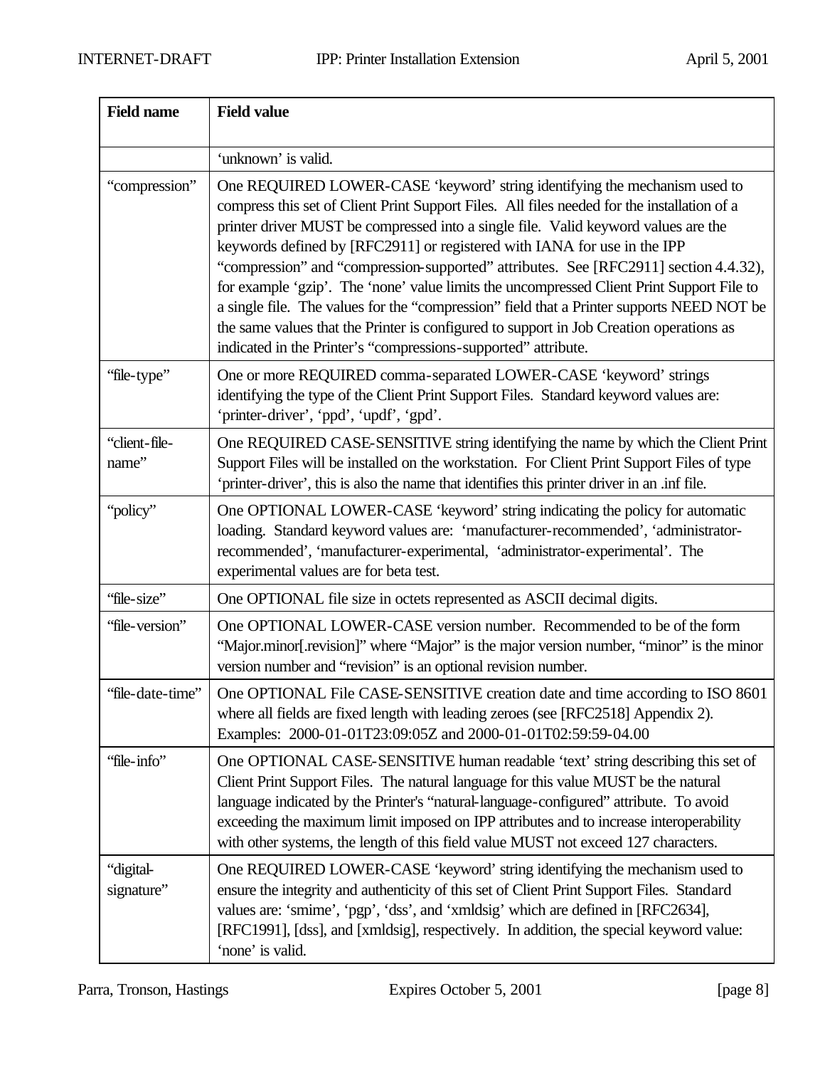| Field name | Field value |
|---|---|
| | 'unknown' is valid. |
| "compression" | One REQUIRED LOWER-CASE 'keyword' string identifying the mechanism used to compress this set of Client Print Support Files. All files needed for the installation of a printer driver MUST be compressed into a single file. Valid keyword values are the keywords defined by [RFC2911] or registered with IANA for use in the IPP "compression" and "compression-supported" attributes. See [RFC2911] section 4.4.32), for example 'gzip'. The 'none' value limits the uncompressed Client Print Support File to a single file. The values for the "compression" field that a Printer supports NEED NOT be the same values that the Printer is configured to support in Job Creation operations as indicated in the Printer's "compressions-supported" attribute. |
| "file-type" | One or more REQUIRED comma-separated LOWER-CASE 'keyword' strings identifying the type of the Client Print Support Files. Standard keyword values are: 'printer-driver', 'ppd', 'updf', 'gpd'. |
| "client-file-name" | One REQUIRED CASE-SENSITIVE string identifying the name by which the Client Print Support Files will be installed on the workstation. For Client Print Support Files of type 'printer-driver', this is also the name that identifies this printer driver in an .inf file. |
| "policy" | One OPTIONAL LOWER-CASE 'keyword' string indicating the policy for automatic loading. Standard keyword values are: 'manufacturer-recommended', 'administrator-recommended', 'manufacturer-experimental, 'administrator-experimental'. The experimental values are for beta test. |
| "file-size" | One OPTIONAL file size in octets represented as ASCII decimal digits. |
| "file-version" | One OPTIONAL LOWER-CASE version number. Recommended to be of the form "Major.minor[.revision]" where "Major" is the major version number, "minor" is the minor version number and "revision" is an optional revision number. |
| "file-date-time" | One OPTIONAL File CASE-SENSITIVE creation date and time according to ISO 8601 where all fields are fixed length with leading zeroes (see [RFC2518] Appendix 2). Examples: 2000-01-01T23:09:05Z and 2000-01-01T02:59:59-04.00 |
| "file-info" | One OPTIONAL CASE-SENSITIVE human readable 'text' string describing this set of Client Print Support Files. The natural language for this value MUST be the natural language indicated by the Printer's "natural-language-configured" attribute. To avoid exceeding the maximum limit imposed on IPP attributes and to increase interoperability with other systems, the length of this field value MUST not exceed 127 characters. |
| "digital-signature" | One REQUIRED LOWER-CASE 'keyword' string identifying the mechanism used to ensure the integrity and authenticity of this set of Client Print Support Files. Standard values are: 'smime', 'pgp', 'dss', and 'xmldsig' which are defined in [RFC2634], [RFC1991], [dss], and [xmldsig], respectively. In addition, the special keyword value: 'none' is valid. |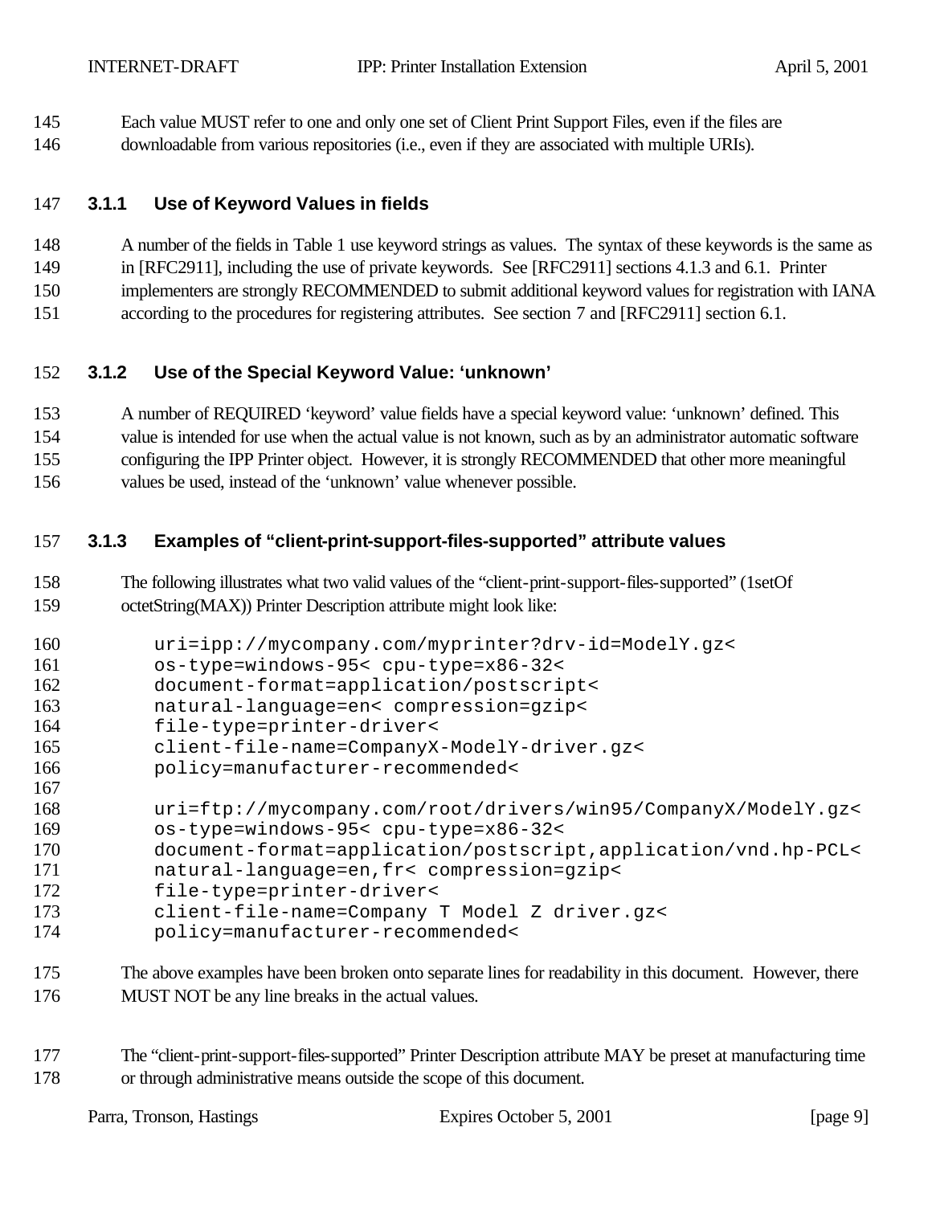Each value MUST refer to one and only one set of Client Print Support Files, even if the files are downloadable from various repositories (i.e., even if they are associated with multiple URIs).

### 3.1.1 Use of Keyword Values in fields

A number of the fields in Table 1 use keyword strings as values. The syntax of these keywords is the same as in [RFC2911], including the use of private keywords. See [RFC2911] sections 4.1.3 and 6.1. Printer implementers are strongly RECOMMENDED to submit additional keyword values for registration with IANA according to the procedures for registering attributes. See section 7 and [RFC2911] section 6.1.

### 3.1.2 Use of the Special Keyword Value: 'unknown'

A number of REQUIRED 'keyword' value fields have a special keyword value: 'unknown' defined. This value is intended for use when the actual value is not known, such as by an administrator automatic software configuring the IPP Printer object. However, it is strongly RECOMMENDED that other more meaningful values be used, instead of the 'unknown' value whenever possible.

### 3.1.3 Examples of "client-print-support-files-supported" attribute values

The following illustrates what two valid values of the "client-print-support-files-supported" (1setOf octetString(MAX)) Printer Description attribute might look like:

```
uri=ipp://mycompany.com/myprinter?drv-id=ModelY.gz<
os-type=windows-95< cpu-type=x86-32<
document-format=application/postscript<
natural-language=en< compression=gzip<
file-type=printer-driver<
client-file-name=CompanyX-ModelY-driver.gz<
policy=manufacturer-recommended<

uri=ftp://mycompany.com/root/drivers/win95/CompanyX/ModelY.gz<
os-type=windows-95< cpu-type=x86-32<
document-format=application/postscript,application/vnd.hp-PCL<
natural-language=en,fr< compression=gzip<
file-type=printer-driver<
client-file-name=Company T Model Z driver.gz<
policy=manufacturer-recommended<
```

The above examples have been broken onto separate lines for readability in this document. However, there MUST NOT be any line breaks in the actual values.

The "client-print-support-files-supported" Printer Description attribute MAY be preset at manufacturing time or through administrative means outside the scope of this document.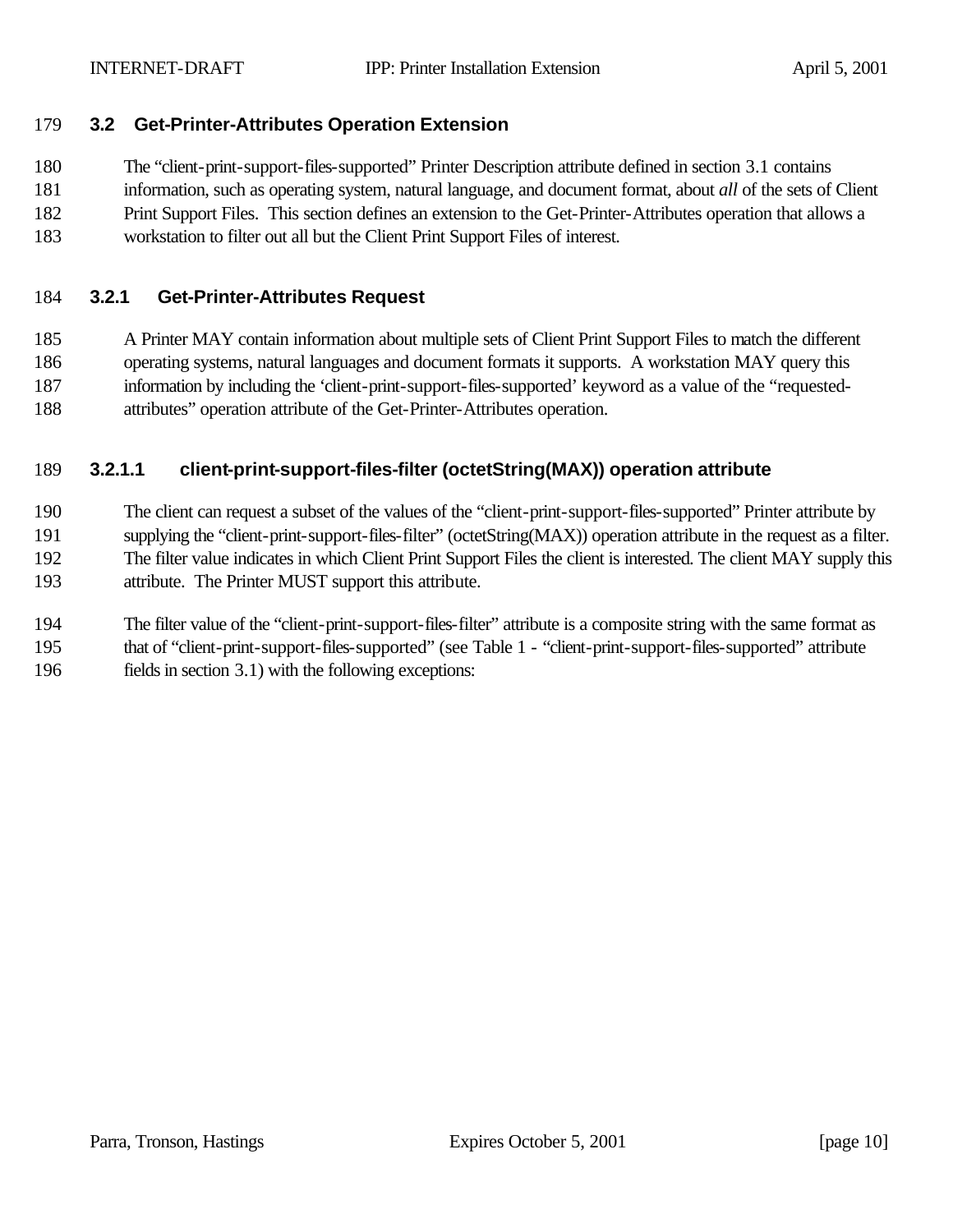## 3.2 Get-Printer-Attributes Operation Extension

The "client-print-support-files-supported" Printer Description attribute defined in section 3.1 contains information, such as operating system, natural language, and document format, about *all* of the sets of Client Print Support Files. This section defines an extension to the Get-Printer-Attributes operation that allows a workstation to filter out all but the Client Print Support Files of interest.

### 3.2.1 Get-Printer-Attributes Request

A Printer MAY contain information about multiple sets of Client Print Support Files to match the different operating systems, natural languages and document formats it supports. A workstation MAY query this information by including the 'client-print-support-files-supported' keyword as a value of the "requested-attributes" operation attribute of the Get-Printer-Attributes operation.

#### 3.2.1.1 client-print-support-files-filter (octetString(MAX)) operation attribute

The client can request a subset of the values of the "client-print-support-files-supported" Printer attribute by supplying the "client-print-support-files-filter" (octetString(MAX)) operation attribute in the request as a filter. The filter value indicates in which Client Print Support Files the client is interested. The client MAY supply this attribute. The Printer MUST support this attribute.

The filter value of the "client-print-support-files-filter" attribute is a composite string with the same format as that of "client-print-support-files-supported" (see Table 1 - "client-print-support-files-supported" attribute fields in section 3.1) with the following exceptions: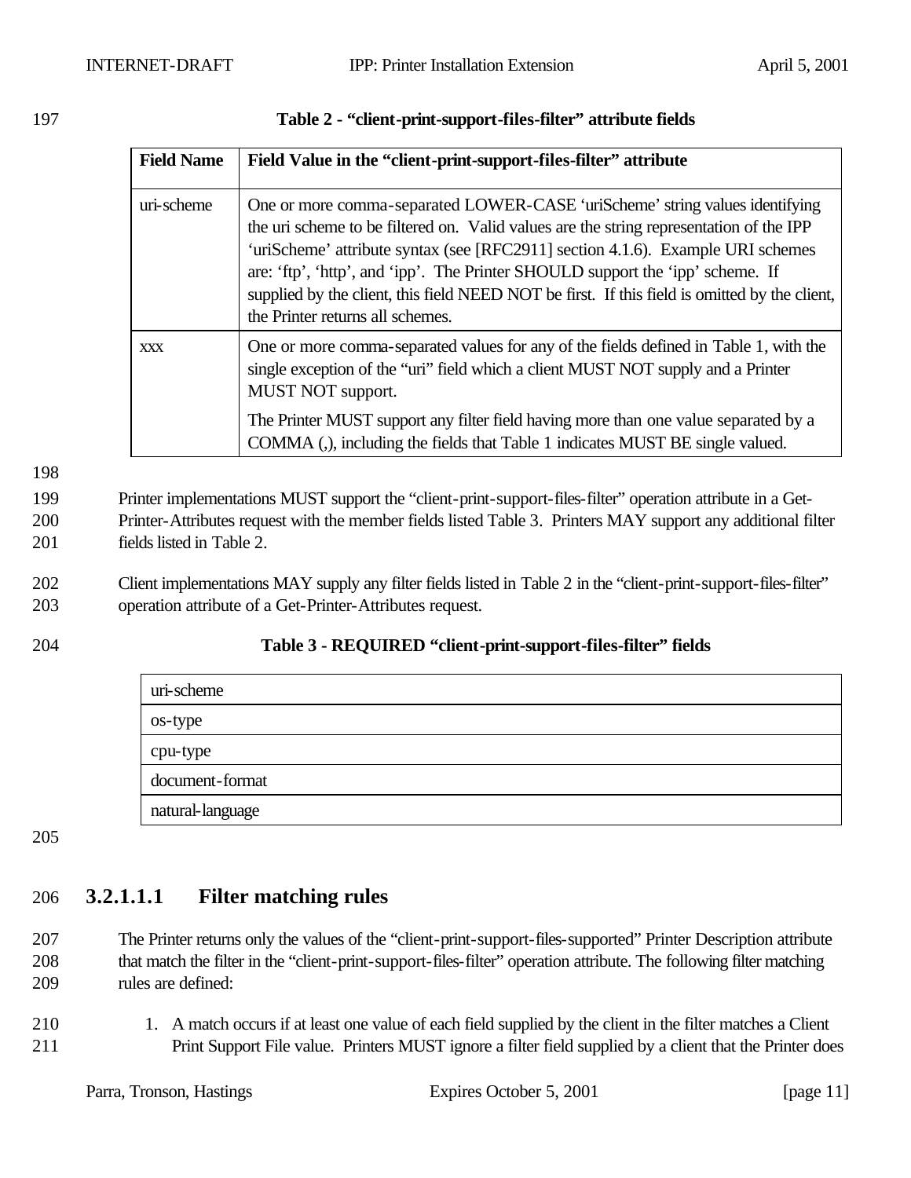**Table 2 - "client-print-support-files-filter" attribute fields**

| Field Name | Field Value in the "client-print-support-files-filter" attribute |
|---|---|
| uri-scheme | One or more comma-separated LOWER-CASE 'uriScheme' string values identifying the uri scheme to be filtered on. Valid values are the string representation of the IPP 'uriScheme' attribute syntax (see [RFC2911] section 4.1.6). Example URI schemes are: 'ftp', 'http', and 'ipp'. The Printer SHOULD support the 'ipp' scheme. If supplied by the client, this field NEED NOT be first. If this field is omitted by the client, the Printer returns all schemes. |
| xxx | One or more comma-separated values for any of the fields defined in Table 1, with the single exception of the "uri" field which a client MUST NOT supply and a Printer MUST NOT support. The Printer MUST support any filter field having more than one value separated by a COMMA (,), including the fields that Table 1 indicates MUST BE single valued. |

Printer implementations MUST support the "client-print-support-files-filter" operation attribute in a Get-Printer-Attributes request with the member fields listed Table 3. Printers MAY support any additional filter fields listed in Table 2.

Client implementations MAY supply any filter fields listed in Table 2 in the "client-print-support-files-filter" operation attribute of a Get-Printer-Attributes request.

**Table 3 - REQUIRED "client-print-support-files-filter" fields**

| |
|---|
| uri-scheme |
| os-type |
| cpu-type |
| document-format |
| natural-language |

#### 3.2.1.1.1 Filter matching rules

The Printer returns only the values of the "client-print-support-files-supported" Printer Description attribute that match the filter in the "client-print-support-files-filter" operation attribute. The following filter matching rules are defined:

1. A match occurs if at least one value of each field supplied by the client in the filter matches a Client Print Support File value. Printers MUST ignore a filter field supplied by a client that the Printer does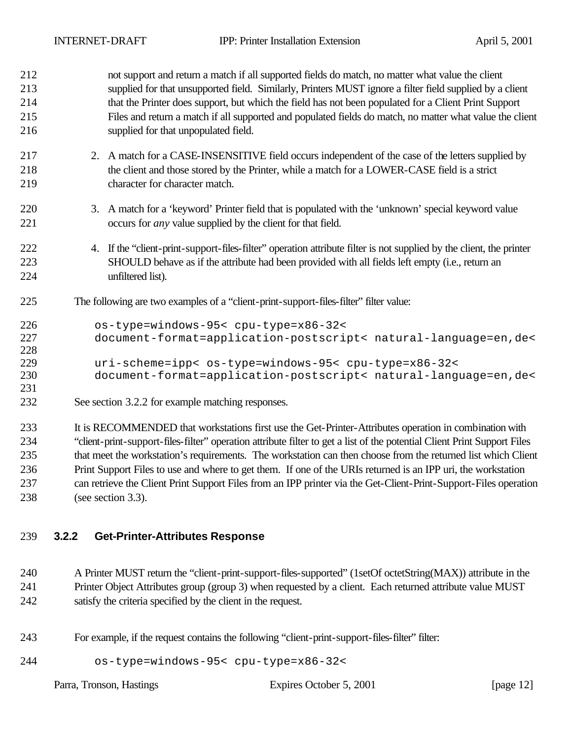not support and return a match if all supported fields do match, no matter what value the client supplied for that unsupported field. Similarly, Printers MUST ignore a filter field supplied by a client that the Printer does support, but which the field has not been populated for a Client Print Support Files and return a match if all supported and populated fields do match, no matter what value the client supplied for that unpopulated field.

2. A match for a CASE-INSENSITIVE field occurs independent of the case of the letters supplied by the client and those stored by the Printer, while a match for a LOWER-CASE field is a strict character for character match.

3. A match for a 'keyword' Printer field that is populated with the 'unknown' special keyword value occurs for *any* value supplied by the client for that field.

4. If the "client-print-support-files-filter" operation attribute filter is not supplied by the client, the printer SHOULD behave as if the attribute had been provided with all fields left empty (i.e., return an unfiltered list).

The following are two examples of a "client-print-support-files-filter" filter value:

```
os-type=windows-95< cpu-type=x86-32<
document-format=application-postscript< natural-language=en,de<

uri-scheme=ipp< os-type=windows-95< cpu-type=x86-32<
document-format=application-postscript< natural-language=en,de<
```

See section 3.2.2 for example matching responses.

It is RECOMMENDED that workstations first use the Get-Printer-Attributes operation in combination with "client-print-support-files-filter" operation attribute filter to get a list of the potential Client Print Support Files that meet the workstation's requirements. The workstation can then choose from the returned list which Client Print Support Files to use and where to get them. If one of the URIs returned is an IPP uri, the workstation can retrieve the Client Print Support Files from an IPP printer via the Get-Client-Print-Support-Files operation (see section 3.3).

### 3.2.2 Get-Printer-Attributes Response

A Printer MUST return the "client-print-support-files-supported" (1setOf octetString(MAX)) attribute in the Printer Object Attributes group (group 3) when requested by a client. Each returned attribute value MUST satisfy the criteria specified by the client in the request.

For example, if the request contains the following "client-print-support-files-filter" filter:

```
os-type=windows-95< cpu-type=x86-32<
```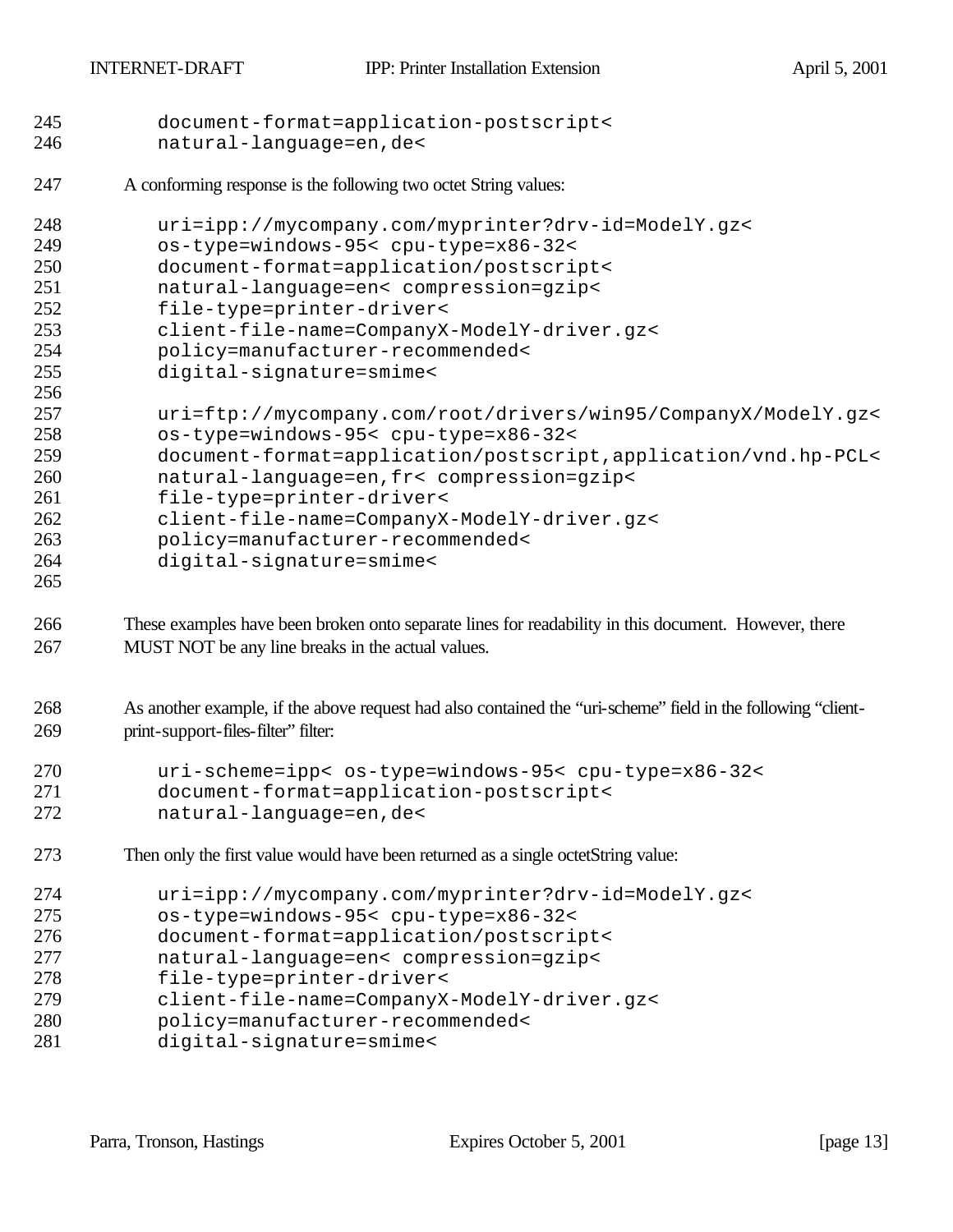```
document-format=application-postscript<
natural-language=en,de<
```

A conforming response is the following two octet String values:

```
uri=ipp://mycompany.com/myprinter?drv-id=ModelY.gz<
os-type=windows-95< cpu-type=x86-32<
document-format=application/postscript<
natural-language=en< compression=gzip<
file-type=printer-driver<
client-file-name=CompanyX-ModelY-driver.gz<
policy=manufacturer-recommended<
digital-signature=smime<

uri=ftp://mycompany.com/root/drivers/win95/CompanyX/ModelY.gz<
os-type=windows-95< cpu-type=x86-32<
document-format=application/postscript,application/vnd.hp-PCL<
natural-language=en,fr< compression=gzip<
file-type=printer-driver<
client-file-name=CompanyX-ModelY-driver.gz<
policy=manufacturer-recommended<
digital-signature=smime<
```

These examples have been broken onto separate lines for readability in this document. However, there MUST NOT be any line breaks in the actual values.

As another example, if the above request had also contained the "uri-scheme" field in the following "client-print-support-files-filter" filter:

```
uri-scheme=ipp< os-type=windows-95< cpu-type=x86-32<
document-format=application-postscript<
natural-language=en,de<
```

Then only the first value would have been returned as a single octetString value:

```
uri=ipp://mycompany.com/myprinter?drv-id=ModelY.gz<
os-type=windows-95< cpu-type=x86-32<
document-format=application/postscript<
natural-language=en< compression=gzip<
file-type=printer-driver<
client-file-name=CompanyX-ModelY-driver.gz<
policy=manufacturer-recommended<
digital-signature=smime<
```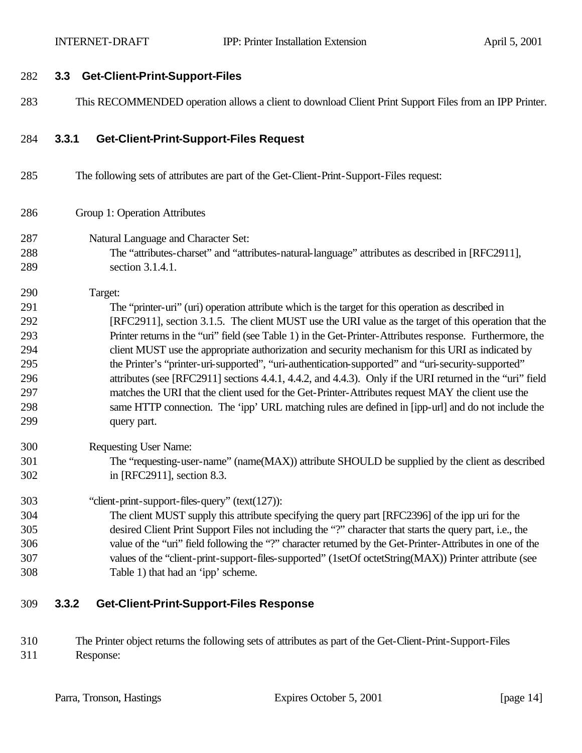## 3.3 Get-Client-Print-Support-Files

This RECOMMENDED operation allows a client to download Client Print Support Files from an IPP Printer.

### 3.3.1 Get-Client-Print-Support-Files Request

The following sets of attributes are part of the Get-Client-Print-Support-Files request:

Group 1: Operation Attributes

Natural Language and Character Set:
The "attributes-charset" and "attributes-natural-language" attributes as described in [RFC2911], section 3.1.4.1.

Target:
The "printer-uri" (uri) operation attribute which is the target for this operation as described in [RFC2911], section 3.1.5. The client MUST use the URI value as the target of this operation that the Printer returns in the "uri" field (see Table 1) in the Get-Printer-Attributes response. Furthermore, the client MUST use the appropriate authorization and security mechanism for this URI as indicated by the Printer's "printer-uri-supported", "uri-authentication-supported" and "uri-security-supported" attributes (see [RFC2911] sections 4.4.1, 4.4.2, and 4.4.3). Only if the URI returned in the "uri" field matches the URI that the client used for the Get-Printer-Attributes request MAY the client use the same HTTP connection. The 'ipp' URL matching rules are defined in [ipp-url] and do not include the query part.

Requesting User Name:
The "requesting-user-name" (name(MAX)) attribute SHOULD be supplied by the client as described in [RFC2911], section 8.3.

"client-print-support-files-query" (text(127)):
The client MUST supply this attribute specifying the query part [RFC2396] of the ipp uri for the desired Client Print Support Files not including the "?" character that starts the query part, i.e., the value of the "uri" field following the "?" character returned by the Get-Printer-Attributes in one of the values of the "client-print-support-files-supported" (1setOf octetString(MAX)) Printer attribute (see Table 1) that had an 'ipp' scheme.

### 3.3.2 Get-Client-Print-Support-Files Response

The Printer object returns the following sets of attributes as part of the Get-Client-Print-Support-Files Response: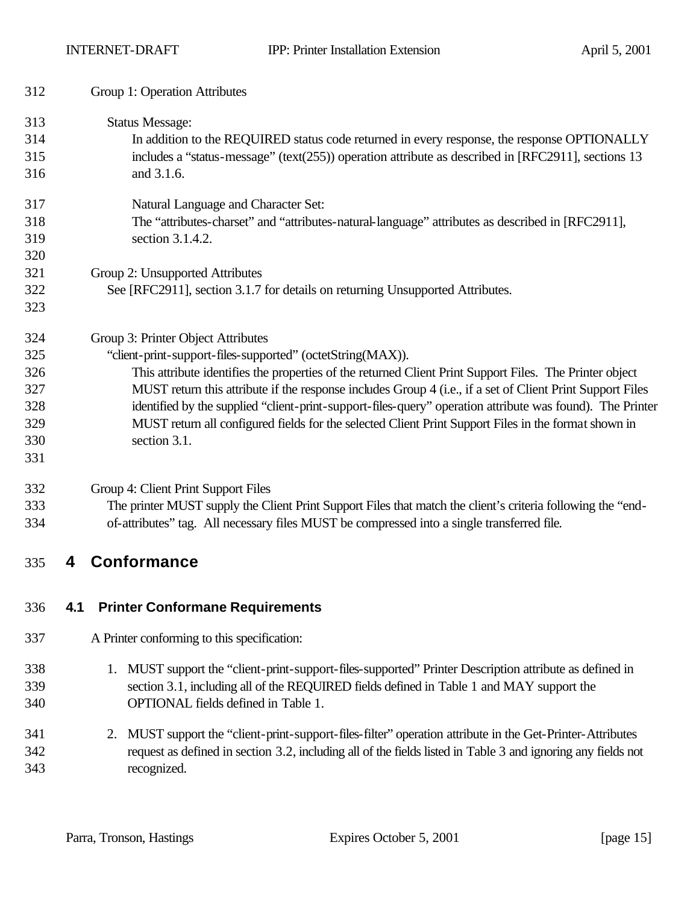Group 1: Operation Attributes

Status Message:
In addition to the REQUIRED status code returned in every response, the response OPTIONALLY includes a "status-message" (text(255)) operation attribute as described in [RFC2911], sections 13 and 3.1.6.

Natural Language and Character Set:
The "attributes-charset" and "attributes-natural-language" attributes as described in [RFC2911], section 3.1.4.2.

Group 2: Unsupported Attributes
See [RFC2911], section 3.1.7 for details on returning Unsupported Attributes.

Group 3: Printer Object Attributes
"client-print-support-files-supported" (octetString(MAX)).
This attribute identifies the properties of the returned Client Print Support Files. The Printer object MUST return this attribute if the response includes Group 4 (i.e., if a set of Client Print Support Files identified by the supplied "client-print-support-files-query" operation attribute was found). The Printer MUST return all configured fields for the selected Client Print Support Files in the format shown in section 3.1.

Group 4: Client Print Support Files
The printer MUST supply the Client Print Support Files that match the client's criteria following the "end-of-attributes" tag. All necessary files MUST be compressed into a single transferred file.

# 4 Conformance

## 4.1 Printer Conformane Requirements

A Printer conforming to this specification:

1. MUST support the "client-print-support-files-supported" Printer Description attribute as defined in section 3.1, including all of the REQUIRED fields defined in Table 1 and MAY support the OPTIONAL fields defined in Table 1.

2. MUST support the "client-print-support-files-filter" operation attribute in the Get-Printer-Attributes request as defined in section 3.2, including all of the fields listed in Table 3 and ignoring any fields not recognized.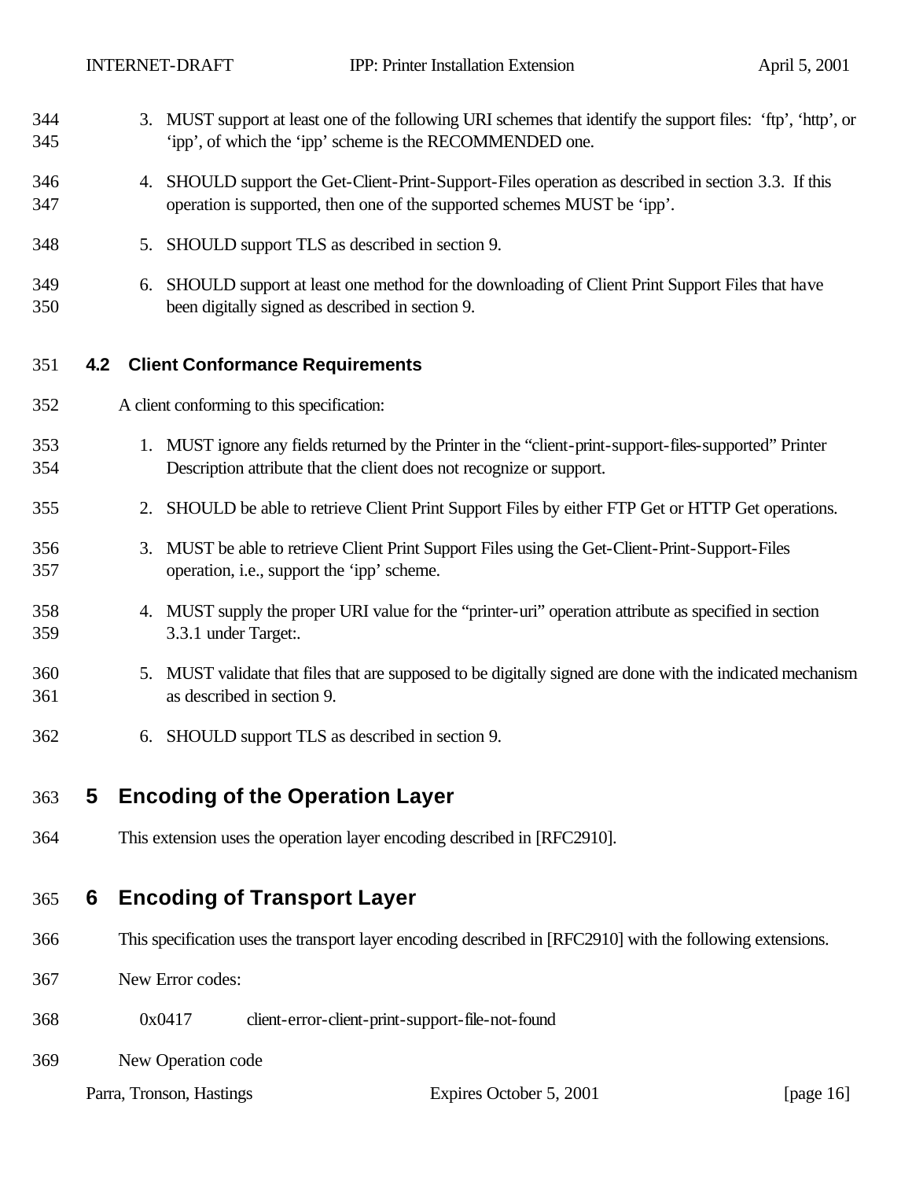3. MUST support at least one of the following URI schemes that identify the support files: 'ftp', 'http', or 'ipp', of which the 'ipp' scheme is the RECOMMENDED one.

4. SHOULD support the Get-Client-Print-Support-Files operation as described in section 3.3. If this operation is supported, then one of the supported schemes MUST be 'ipp'.

5. SHOULD support TLS as described in section 9.

6. SHOULD support at least one method for the downloading of Client Print Support Files that have been digitally signed as described in section 9.

### 4.2 Client Conformance Requirements

A client conforming to this specification:

1. MUST ignore any fields returned by the Printer in the "client-print-support-files-supported" Printer Description attribute that the client does not recognize or support.

2. SHOULD be able to retrieve Client Print Support Files by either FTP Get or HTTP Get operations.

3. MUST be able to retrieve Client Print Support Files using the Get-Client-Print-Support-Files operation, i.e., support the 'ipp' scheme.

4. MUST supply the proper URI value for the "printer-uri" operation attribute as specified in section 3.3.1 under Target:.

5. MUST validate that files that are supposed to be digitally signed are done with the indicated mechanism as described in section 9.

6. SHOULD support TLS as described in section 9.

## 5 Encoding of the Operation Layer

This extension uses the operation layer encoding described in [RFC2910].

## 6 Encoding of Transport Layer

This specification uses the transport layer encoding described in [RFC2910] with the following extensions.

New Error codes:

0x0417 client-error-client-print-support-file-not-found

New Operation code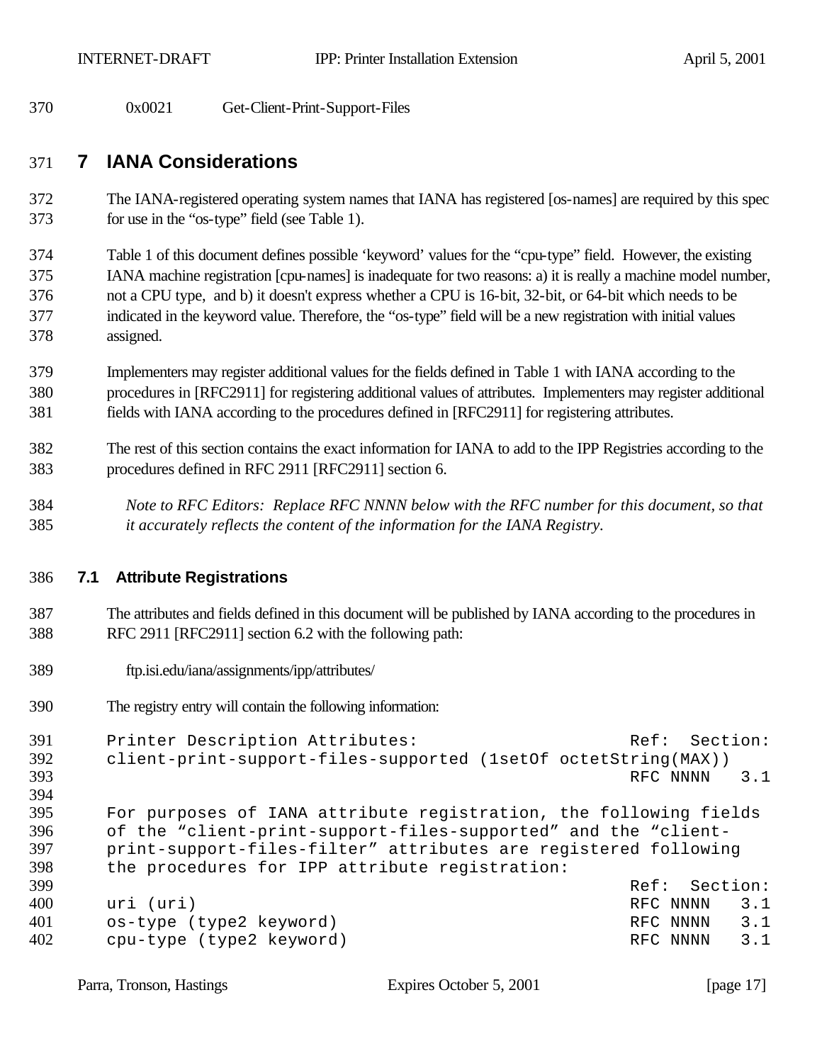0x0021 Get-Client-Print-Support-Files

# 7 IANA Considerations

The IANA-registered operating system names that IANA has registered [os-names] are required by this spec for use in the "os-type" field (see Table 1).

Table 1 of this document defines possible 'keyword' values for the "cpu-type" field. However, the existing IANA machine registration [cpu-names] is inadequate for two reasons: a) it is really a machine model number, not a CPU type, and b) it doesn't express whether a CPU is 16-bit, 32-bit, or 64-bit which needs to be indicated in the keyword value. Therefore, the "os-type" field will be a new registration with initial values assigned.

Implementers may register additional values for the fields defined in Table 1 with IANA according to the procedures in [RFC2911] for registering additional values of attributes. Implementers may register additional fields with IANA according to the procedures defined in [RFC2911] for registering attributes.

The rest of this section contains the exact information for IANA to add to the IPP Registries according to the procedures defined in RFC 2911 [RFC2911] section 6.

*Note to RFC Editors: Replace RFC NNNN below with the RFC number for this document, so that it accurately reflects the content of the information for the IANA Registry.*

## 7.1 Attribute Registrations

The attributes and fields defined in this document will be published by IANA according to the procedures in RFC 2911 [RFC2911] section 6.2 with the following path:

ftp.isi.edu/iana/assignments/ipp/attributes/

The registry entry will contain the following information:

```
Printer Description Attributes:                        Ref:  Section:
client-print-support-files-supported (1setOf octetString(MAX))
                                                       RFC NNNN   3.1

For purposes of IANA attribute registration, the following fields
of the "client-print-support-files-supported" and the "client-
print-support-files-filter" attributes are registered following
the procedures for IPP attribute registration:
                                                       Ref:  Section:
uri (uri)                                              RFC NNNN   3.1
os-type (type2 keyword)                                RFC NNNN   3.1
cpu-type (type2 keyword)                               RFC NNNN   3.1
```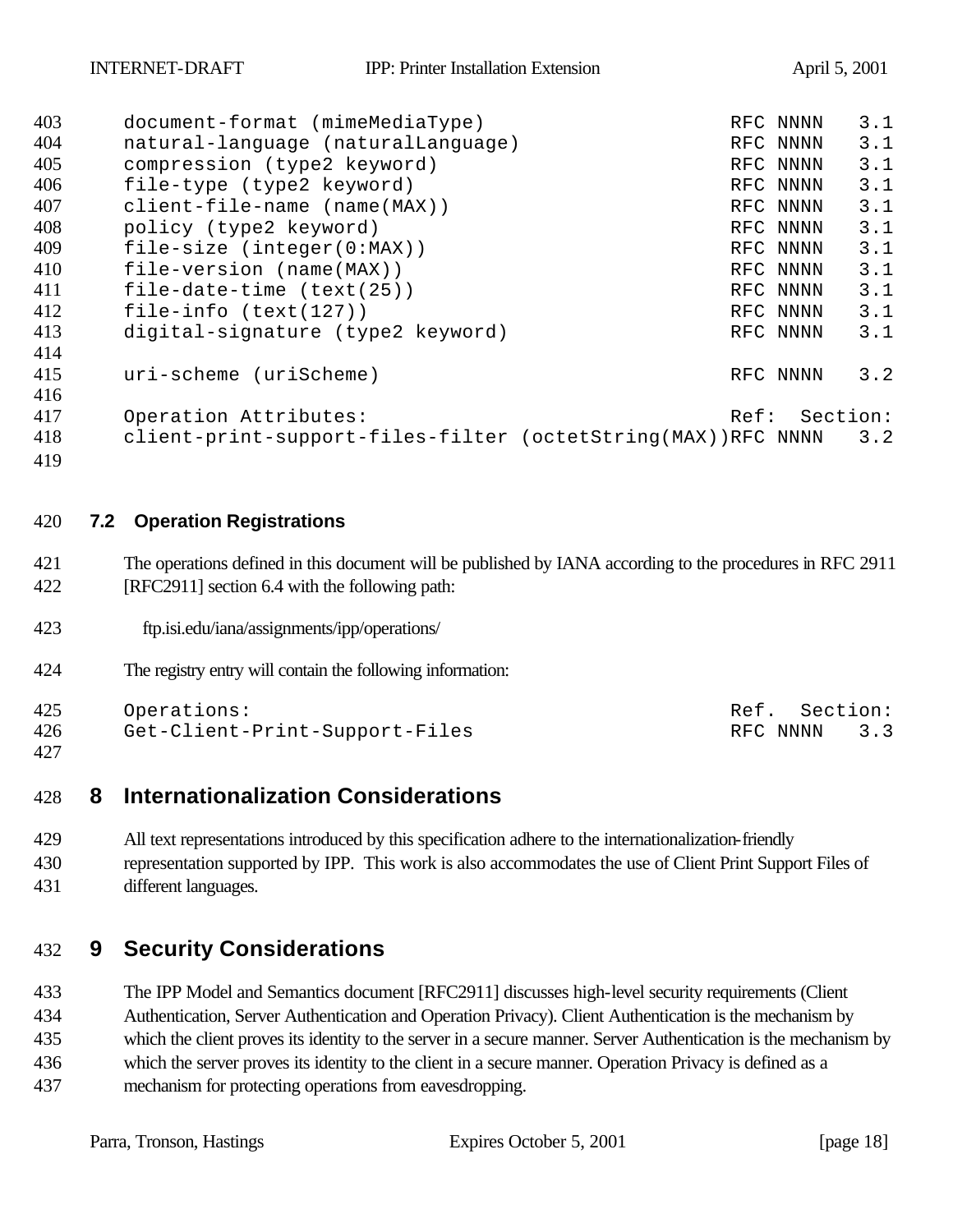```
document-format (mimeMediaType)                       RFC NNNN   3.1
natural-language (naturalLanguage)                    RFC NNNN   3.1
compression (type2 keyword)                           RFC NNNN   3.1
file-type (type2 keyword)                             RFC NNNN   3.1
client-file-name (name(MAX))                          RFC NNNN   3.1
policy (type2 keyword)                                RFC NNNN   3.1
file-size (integer(0:MAX))                            RFC NNNN   3.1
file-version (name(MAX))                              RFC NNNN   3.1
file-date-time (text(25))                             RFC NNNN   3.1
file-info (text(127))                                 RFC NNNN   3.1
digital-signature (type2 keyword)                     RFC NNNN   3.1

uri-scheme (uriScheme)                                RFC NNNN   3.2

Operation Attributes:                                 Ref:  Section:
client-print-support-files-filter (octetString(MAX))RFC NNNN   3.2
```

### 7.2 Operation Registrations

The operations defined in this document will be published by IANA according to the procedures in RFC 2911 [RFC2911] section 6.4 with the following path:

ftp.isi.edu/iana/assignments/ipp/operations/

The registry entry will contain the following information:

```
Operations:                                           Ref.  Section:
Get-Client-Print-Support-Files                        RFC NNNN   3.3
```

## 8 Internationalization Considerations

All text representations introduced by this specification adhere to the internationalization-friendly representation supported by IPP. This work is also accommodates the use of Client Print Support Files of different languages.

## 9 Security Considerations

The IPP Model and Semantics document [RFC2911] discusses high-level security requirements (Client Authentication, Server Authentication and Operation Privacy). Client Authentication is the mechanism by which the client proves its identity to the server in a secure manner. Server Authentication is the mechanism by which the server proves its identity to the client in a secure manner. Operation Privacy is defined as a mechanism for protecting operations from eavesdropping.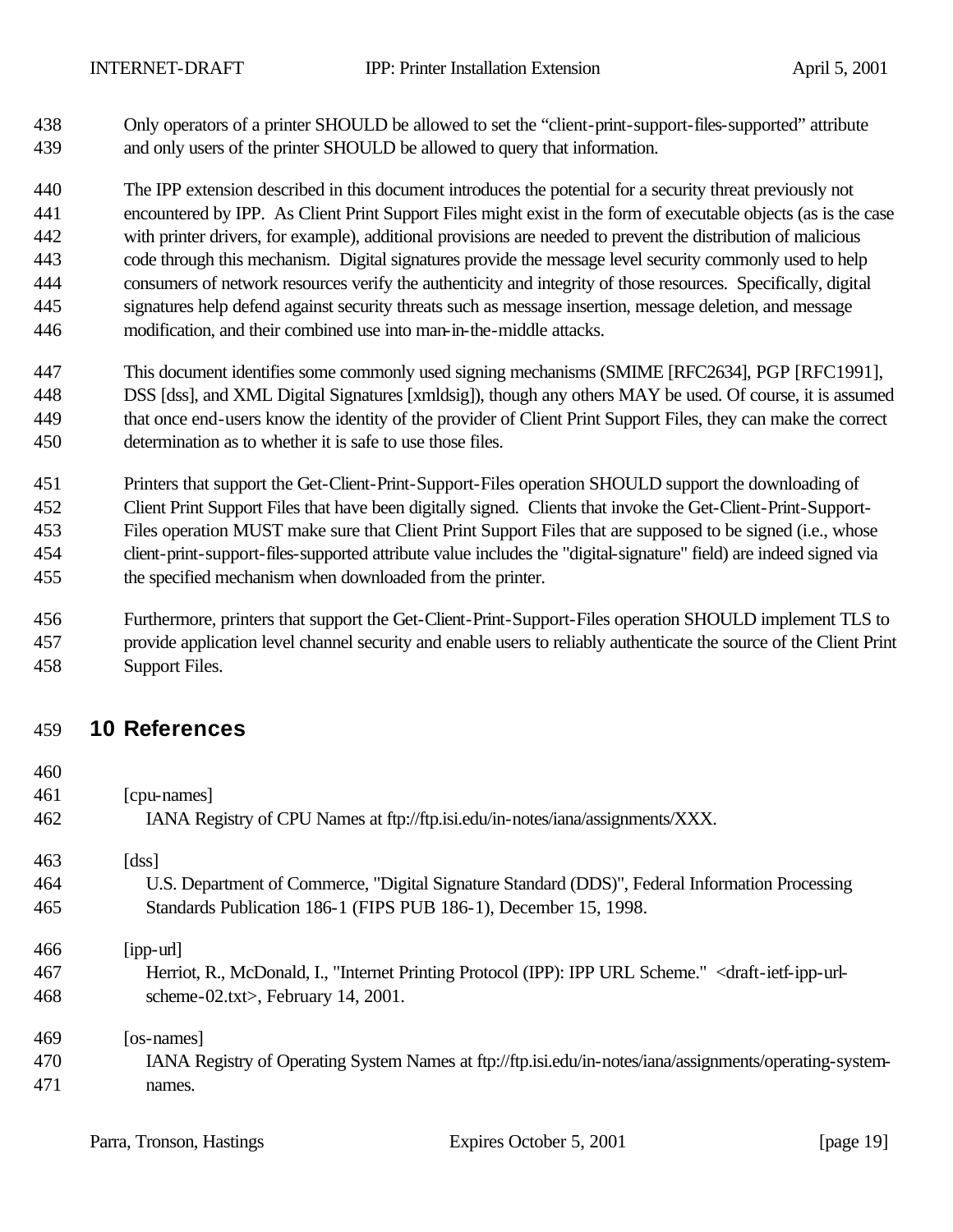Only operators of a printer SHOULD be allowed to set the "client-print-support-files-supported" attribute and only users of the printer SHOULD be allowed to query that information.

The IPP extension described in this document introduces the potential for a security threat previously not encountered by IPP. As Client Print Support Files might exist in the form of executable objects (as is the case with printer drivers, for example), additional provisions are needed to prevent the distribution of malicious code through this mechanism. Digital signatures provide the message level security commonly used to help consumers of network resources verify the authenticity and integrity of those resources. Specifically, digital signatures help defend against security threats such as message insertion, message deletion, and message modification, and their combined use into man-in-the-middle attacks.

This document identifies some commonly used signing mechanisms (SMIME [RFC2634], PGP [RFC1991], DSS [dss], and XML Digital Signatures [xmldsig]), though any others MAY be used. Of course, it is assumed that once end-users know the identity of the provider of Client Print Support Files, they can make the correct determination as to whether it is safe to use those files.

Printers that support the Get-Client-Print-Support-Files operation SHOULD support the downloading of Client Print Support Files that have been digitally signed. Clients that invoke the Get-Client-Print-Support-Files operation MUST make sure that Client Print Support Files that are supposed to be signed (i.e., whose client-print-support-files-supported attribute value includes the "digital-signature" field) are indeed signed via the specified mechanism when downloaded from the printer.

Furthermore, printers that support the Get-Client-Print-Support-Files operation SHOULD implement TLS to provide application level channel security and enable users to reliably authenticate the source of the Client Print Support Files.

# 10 References

[cpu-names]
IANA Registry of CPU Names at ftp://ftp.isi.edu/in-notes/iana/assignments/XXX.

[dss]
U.S. Department of Commerce, "Digital Signature Standard (DDS)", Federal Information Processing Standards Publication 186-1 (FIPS PUB 186-1), December 15, 1998.

[ipp-url]
Herriot, R., McDonald, I., "Internet Printing Protocol (IPP): IPP URL Scheme." <draft-ietf-ipp-url-scheme-02.txt>, February 14, 2001.

[os-names]
IANA Registry of Operating System Names at ftp://ftp.isi.edu/in-notes/iana/assignments/operating-system-names.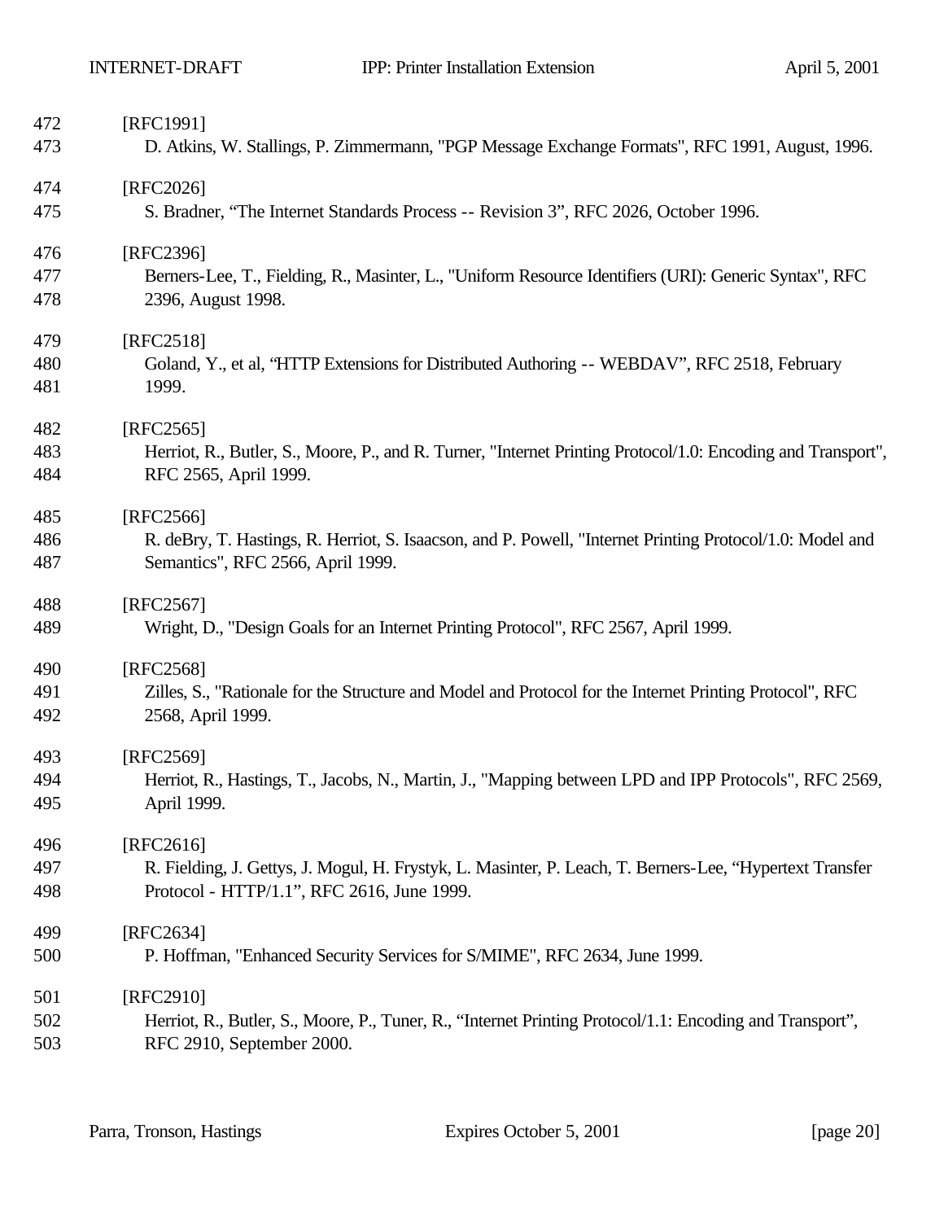[RFC1991]
D. Atkins, W. Stallings, P. Zimmermann, "PGP Message Exchange Formats", RFC 1991, August, 1996.

[RFC2026]
S. Bradner, "The Internet Standards Process -- Revision 3", RFC 2026, October 1996.

[RFC2396]
Berners-Lee, T., Fielding, R., Masinter, L., "Uniform Resource Identifiers (URI): Generic Syntax", RFC 2396, August 1998.

[RFC2518]
Goland, Y., et al, "HTTP Extensions for Distributed Authoring -- WEBDAV", RFC 2518, February 1999.

[RFC2565]
Herriot, R., Butler, S., Moore, P., and R. Turner, "Internet Printing Protocol/1.0: Encoding and Transport", RFC 2565, April 1999.

[RFC2566]
R. deBry, T. Hastings, R. Herriot, S. Isaacson, and P. Powell, "Internet Printing Protocol/1.0: Model and Semantics", RFC 2566, April 1999.

[RFC2567]
Wright, D., "Design Goals for an Internet Printing Protocol", RFC 2567, April 1999.

[RFC2568]
Zilles, S., "Rationale for the Structure and Model and Protocol for the Internet Printing Protocol", RFC 2568, April 1999.

[RFC2569]
Herriot, R., Hastings, T., Jacobs, N., Martin, J., "Mapping between LPD and IPP Protocols", RFC 2569, April 1999.

[RFC2616]
R. Fielding, J. Gettys, J. Mogul, H. Frystyk, L. Masinter, P. Leach, T. Berners-Lee, "Hypertext Transfer Protocol - HTTP/1.1", RFC 2616, June 1999.

[RFC2634]
P. Hoffman, "Enhanced Security Services for S/MIME", RFC 2634, June 1999.

[RFC2910]
Herriot, R., Butler, S., Moore, P., Tuner, R., "Internet Printing Protocol/1.1: Encoding and Transport", RFC 2910, September 2000.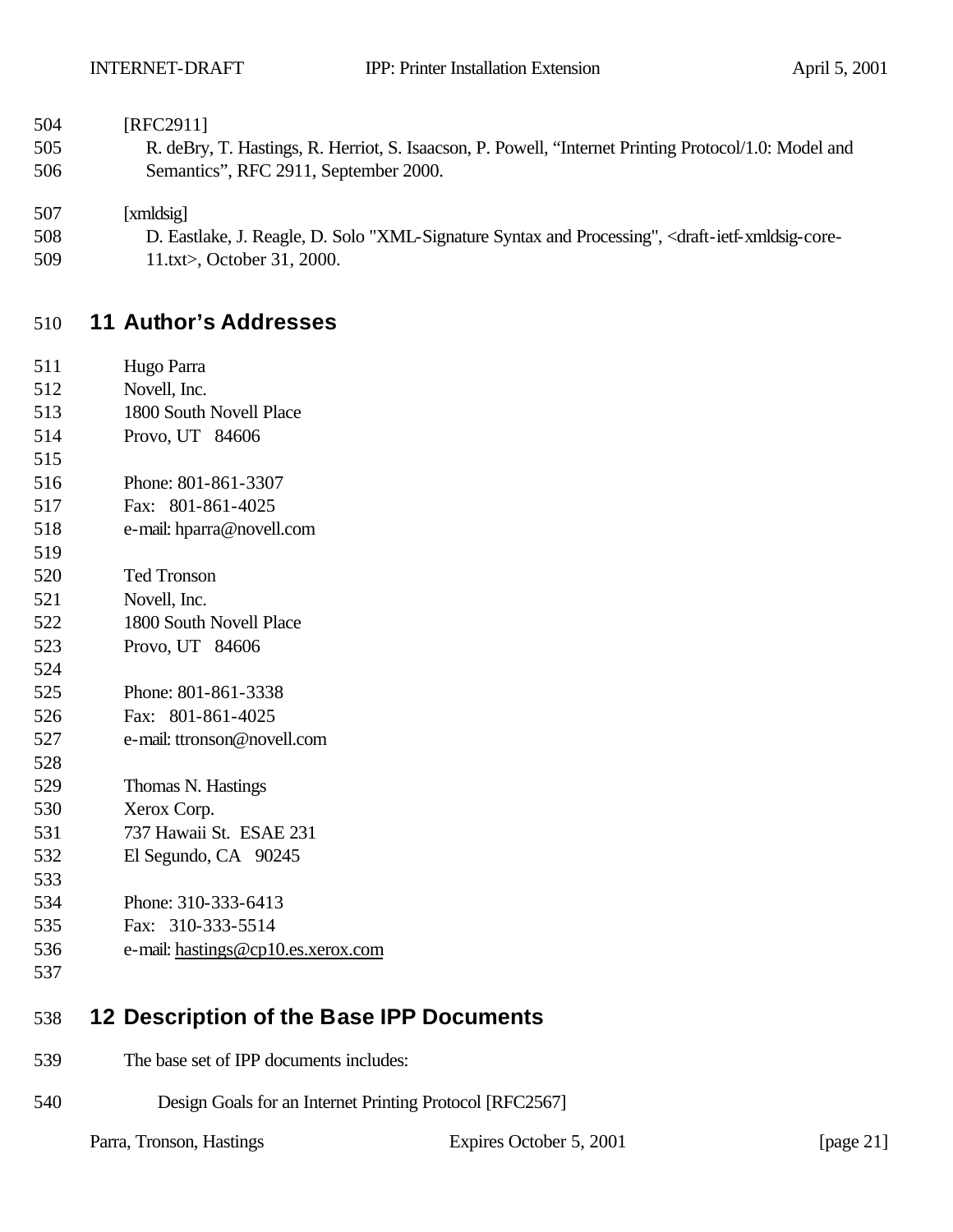[RFC2911]

R. deBry, T. Hastings, R. Herriot, S. Isaacson, P. Powell, “Internet Printing Protocol/1.0: Model and Semantics”, RFC 2911, September 2000.

[xmldsig]

D. Eastlake, J. Reagle, D. Solo "XML-Signature Syntax and Processing", <draft-ietf-xmldsig-core-11.txt>, October 31, 2000.

# 11 Author's Addresses

Hugo Parra
Novell, Inc.
1800 South Novell Place
Provo, UT 84606

Phone: 801-861-3307
Fax: 801-861-4025
e-mail: hparra@novell.com

Ted Tronson
Novell, Inc.
1800 South Novell Place
Provo, UT 84606

Phone: 801-861-3338
Fax: 801-861-4025
e-mail: ttronson@novell.com

Thomas N. Hastings
Xerox Corp.
737 Hawaii St. ESAE 231
El Segundo, CA 90245

Phone: 310-333-6413
Fax: 310-333-5514
e-mail: hastings@cp10.es.xerox.com

# 12 Description of the Base IPP Documents

The base set of IPP documents includes:

Design Goals for an Internet Printing Protocol [RFC2567]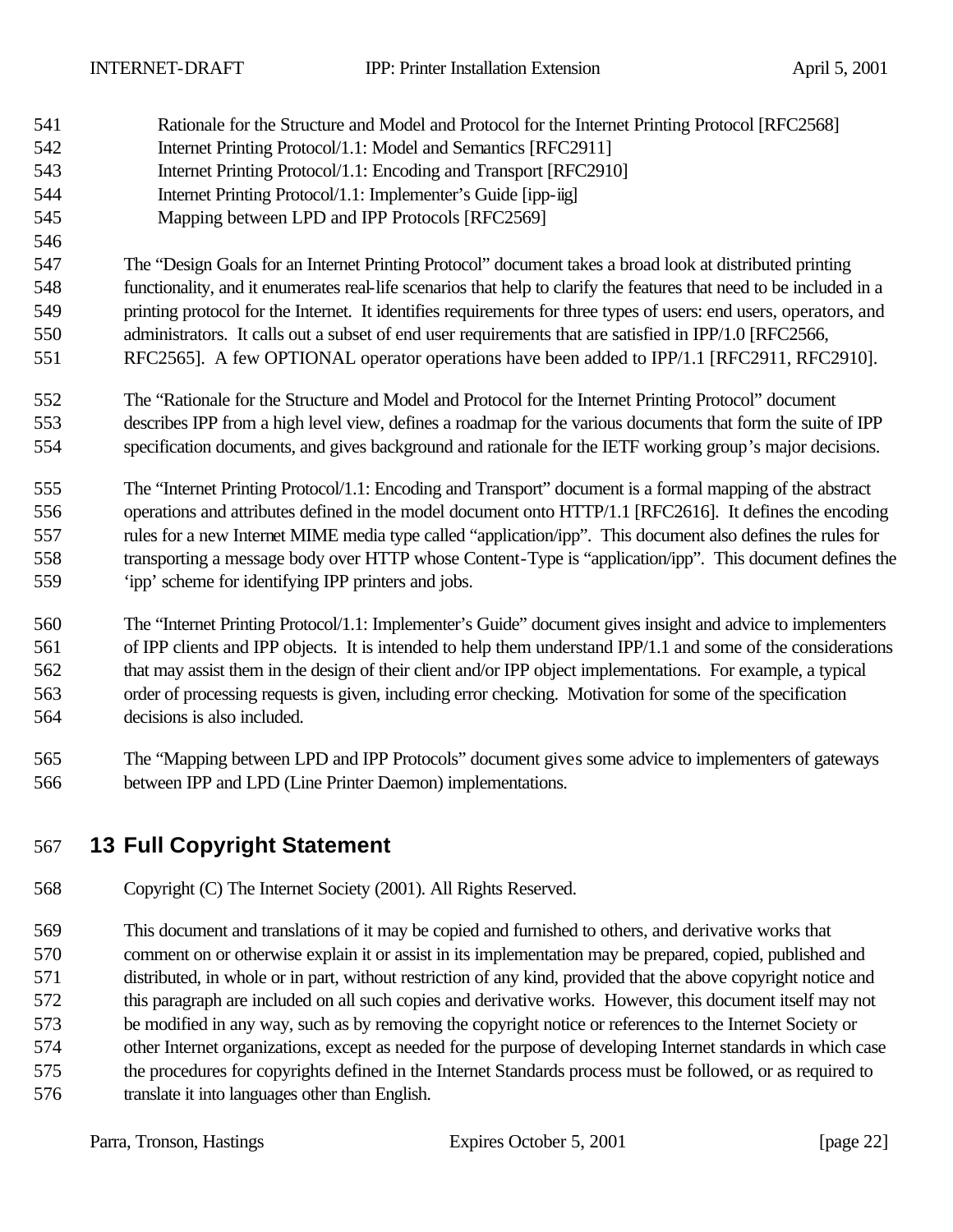Rationale for the Structure and Model and Protocol for the Internet Printing Protocol [RFC2568]
Internet Printing Protocol/1.1: Model and Semantics [RFC2911]
Internet Printing Protocol/1.1: Encoding and Transport [RFC2910]
Internet Printing Protocol/1.1: Implementer's Guide [ipp-iig]
Mapping between LPD and IPP Protocols [RFC2569]

The "Design Goals for an Internet Printing Protocol" document takes a broad look at distributed printing functionality, and it enumerates real-life scenarios that help to clarify the features that need to be included in a printing protocol for the Internet. It identifies requirements for three types of users: end users, operators, and administrators. It calls out a subset of end user requirements that are satisfied in IPP/1.0 [RFC2566, RFC2565]. A few OPTIONAL operator operations have been added to IPP/1.1 [RFC2911, RFC2910].

The "Rationale for the Structure and Model and Protocol for the Internet Printing Protocol" document describes IPP from a high level view, defines a roadmap for the various documents that form the suite of IPP specification documents, and gives background and rationale for the IETF working group's major decisions.

The "Internet Printing Protocol/1.1: Encoding and Transport" document is a formal mapping of the abstract operations and attributes defined in the model document onto HTTP/1.1 [RFC2616]. It defines the encoding rules for a new Internet MIME media type called "application/ipp". This document also defines the rules for transporting a message body over HTTP whose Content-Type is "application/ipp". This document defines the 'ipp' scheme for identifying IPP printers and jobs.

The "Internet Printing Protocol/1.1: Implementer's Guide" document gives insight and advice to implementers of IPP clients and IPP objects. It is intended to help them understand IPP/1.1 and some of the considerations that may assist them in the design of their client and/or IPP object implementations. For example, a typical order of processing requests is given, including error checking. Motivation for some of the specification decisions is also included.

The "Mapping between LPD and IPP Protocols" document gives some advice to implementers of gateways between IPP and LPD (Line Printer Daemon) implementations.

# 13 Full Copyright Statement

Copyright (C) The Internet Society (2001). All Rights Reserved.

This document and translations of it may be copied and furnished to others, and derivative works that comment on or otherwise explain it or assist in its implementation may be prepared, copied, published and distributed, in whole or in part, without restriction of any kind, provided that the above copyright notice and this paragraph are included on all such copies and derivative works. However, this document itself may not be modified in any way, such as by removing the copyright notice or references to the Internet Society or other Internet organizations, except as needed for the purpose of developing Internet standards in which case the procedures for copyrights defined in the Internet Standards process must be followed, or as required to translate it into languages other than English.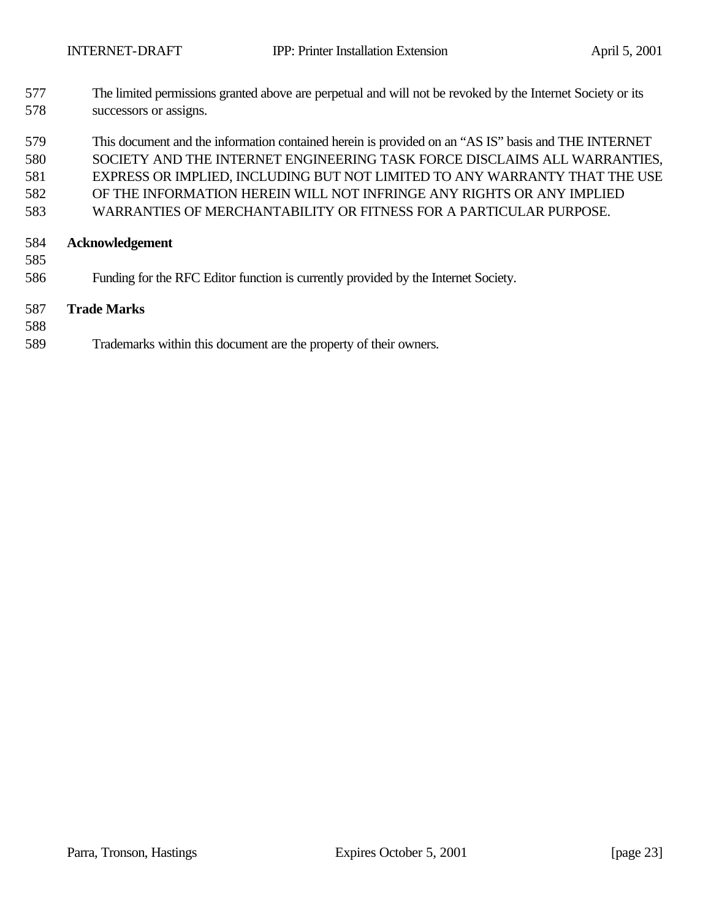The limited permissions granted above are perpetual and will not be revoked by the Internet Society or its successors or assigns.

This document and the information contained herein is provided on an "AS IS" basis and THE INTERNET SOCIETY AND THE INTERNET ENGINEERING TASK FORCE DISCLAIMS ALL WARRANTIES, EXPRESS OR IMPLIED, INCLUDING BUT NOT LIMITED TO ANY WARRANTY THAT THE USE OF THE INFORMATION HEREIN WILL NOT INFRINGE ANY RIGHTS OR ANY IMPLIED WARRANTIES OF MERCHANTABILITY OR FITNESS FOR A PARTICULAR PURPOSE.

**Acknowledgement**

Funding for the RFC Editor function is currently provided by the Internet Society.

**Trade Marks**

Trademarks within this document are the property of their owners.